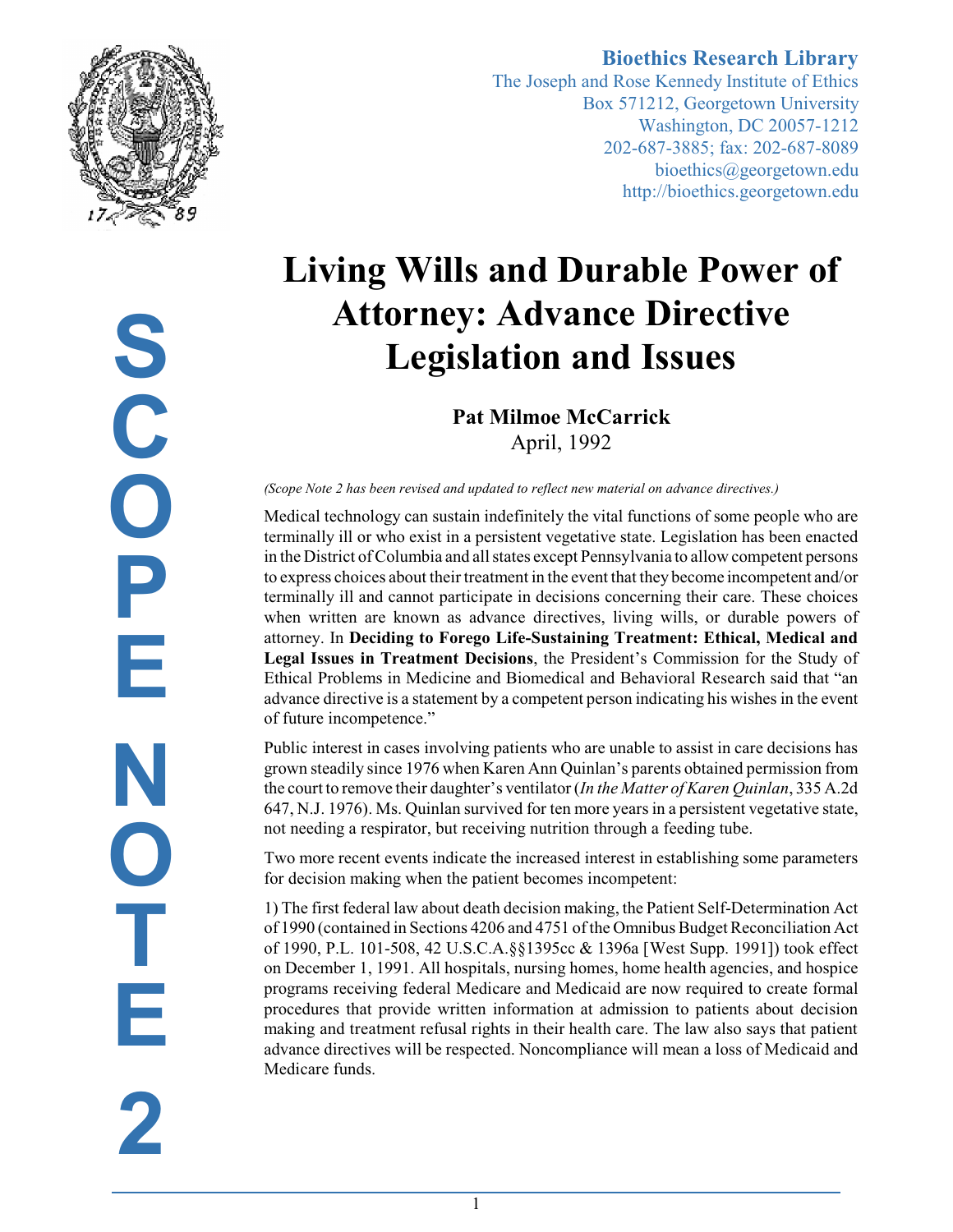**Bioethics Research Library**
The Joseph and Rose Kennedy Institute of Ethics
Box 571212, Georgetown University
Washington, DC 20057-1212
202-687-3885; fax: 202-687-8089
bioethics@georgetown.edu
http://bioethics.georgetown.edu

SCOPE NOTE 2

# Living Wills and Durable Power of Attorney: Advance Directive Legislation and Issues

**Pat Milmoe McCarrick**
April, 1992

*(Scope Note 2 has been revised and updated to reflect new material on advance directives.)*

Medical technology can sustain indefinitely the vital functions of some people who are terminally ill or who exist in a persistent vegetative state. Legislation has been enacted in the District of Columbia and all states except Pennsylvania to allow competent persons to express choices about their treatment in the event that they become incompetent and/or terminally ill and cannot participate in decisions concerning their care. These choices when written are known as advance directives, living wills, or durable powers of attorney. In **Deciding to Forego Life-Sustaining Treatment: Ethical, Medical and Legal Issues in Treatment Decisions**, the President's Commission for the Study of Ethical Problems in Medicine and Biomedical and Behavioral Research said that "an advance directive is a statement by a competent person indicating his wishes in the event of future incompetence."

Public interest in cases involving patients who are unable to assist in care decisions has grown steadily since 1976 when Karen Ann Quinlan's parents obtained permission from the court to remove their daughter's ventilator (*In the Matter of Karen Quinlan*, 335 A.2d 647, N.J. 1976). Ms. Quinlan survived for ten more years in a persistent vegetative state, not needing a respirator, but receiving nutrition through a feeding tube.

Two more recent events indicate the increased interest in establishing some parameters for decision making when the patient becomes incompetent:

1) The first federal law about death decision making, the Patient Self-Determination Act of 1990 (contained in Sections 4206 and 4751 of the Omnibus Budget Reconciliation Act of 1990, P.L. 101-508, 42 U.S.C.A.§§1395cc & 1396a [West Supp. 1991]) took effect on December 1, 1991. All hospitals, nursing homes, home health agencies, and hospice programs receiving federal Medicare and Medicaid are now required to create formal procedures that provide written information at admission to patients about decision making and treatment refusal rights in their health care. The law also says that patient advance directives will be respected. Noncompliance will mean a loss of Medicaid and Medicare funds.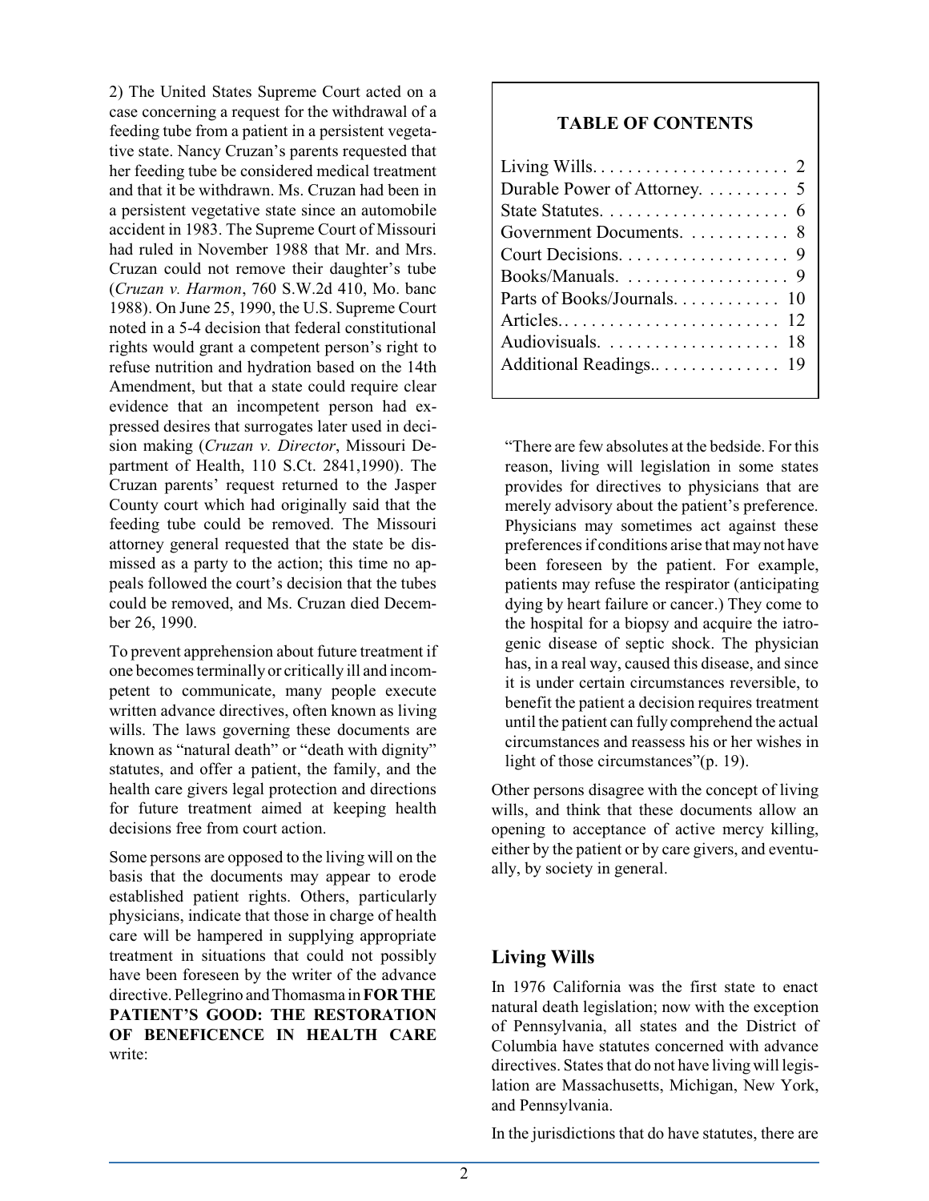2) The United States Supreme Court acted on a case concerning a request for the withdrawal of a feeding tube from a patient in a persistent vegetative state. Nancy Cruzan's parents requested that her feeding tube be considered medical treatment and that it be withdrawn. Ms. Cruzan had been in a persistent vegetative state since an automobile accident in 1983. The Supreme Court of Missouri had ruled in November 1988 that Mr. and Mrs. Cruzan could not remove their daughter's tube (*Cruzan v. Harmon*, 760 S.W.2d 410, Mo. banc 1988). On June 25, 1990, the U.S. Supreme Court noted in a 5-4 decision that federal constitutional rights would grant a competent person's right to refuse nutrition and hydration based on the 14th Amendment, but that a state could require clear evidence that an incompetent person had expressed desires that surrogates later used in decision making (*Cruzan v. Director*, Missouri Department of Health, 110 S.Ct. 2841,1990). The Cruzan parents' request returned to the Jasper County court which had originally said that the feeding tube could be removed. The Missouri attorney general requested that the state be dismissed as a party to the action; this time no appeals followed the court's decision that the tubes could be removed, and Ms. Cruzan died December 26, 1990.

To prevent apprehension about future treatment if one becomes terminally or critically ill and incompetent to communicate, many people execute written advance directives, often known as living wills. The laws governing these documents are known as "natural death" or "death with dignity" statutes, and offer a patient, the family, and the health care givers legal protection and directions for future treatment aimed at keeping health decisions free from court action.

Some persons are opposed to the living will on the basis that the documents may appear to erode established patient rights. Others, particularly physicians, indicate that those in charge of health care will be hampered in supplying appropriate treatment in situations that could not possibly have been foreseen by the writer of the advance directive. Pellegrino and Thomasma in **FOR THE PATIENT'S GOOD: THE RESTORATION OF BENEFICENCE IN HEALTH CARE** write:

> "There are few absolutes at the bedside. For this reason, living will legislation in some states provides for directives to physicians that are merely advisory about the patient's preference. Physicians may sometimes act against these preferences if conditions arise that may not have been foreseen by the patient. For example, patients may refuse the respirator (anticipating dying by heart failure or cancer.) They come to the hospital for a biopsy and acquire the iatrogenic disease of septic shock. The physician has, in a real way, caused this disease, and since it is under certain circumstances reversible, to benefit the patient a decision requires treatment until the patient can fully comprehend the actual circumstances and reassess his or her wishes in light of those circumstances"(p. 19).

Other persons disagree with the concept of living wills, and think that these documents allow an opening to acceptance of active mercy killing, either by the patient or by care givers, and eventually, by society in general.

**TABLE OF CONTENTS**

| | |
|---|---|
| Living Wills | 2 |
| Durable Power of Attorney | 5 |
| State Statutes | 6 |
| Government Documents | 8 |
| Court Decisions | 9 |
| Books/Manuals | 9 |
| Parts of Books/Journals | 10 |
| Articles | 12 |
| Audiovisuals | 18 |
| Additional Readings | 19 |

## Living Wills

In 1976 California was the first state to enact natural death legislation; now with the exception of Pennsylvania, all states and the District of Columbia have statutes concerned with advance directives. States that do not have living will legislation are Massachusetts, Michigan, New York, and Pennsylvania.

In the jurisdictions that do have statutes, there are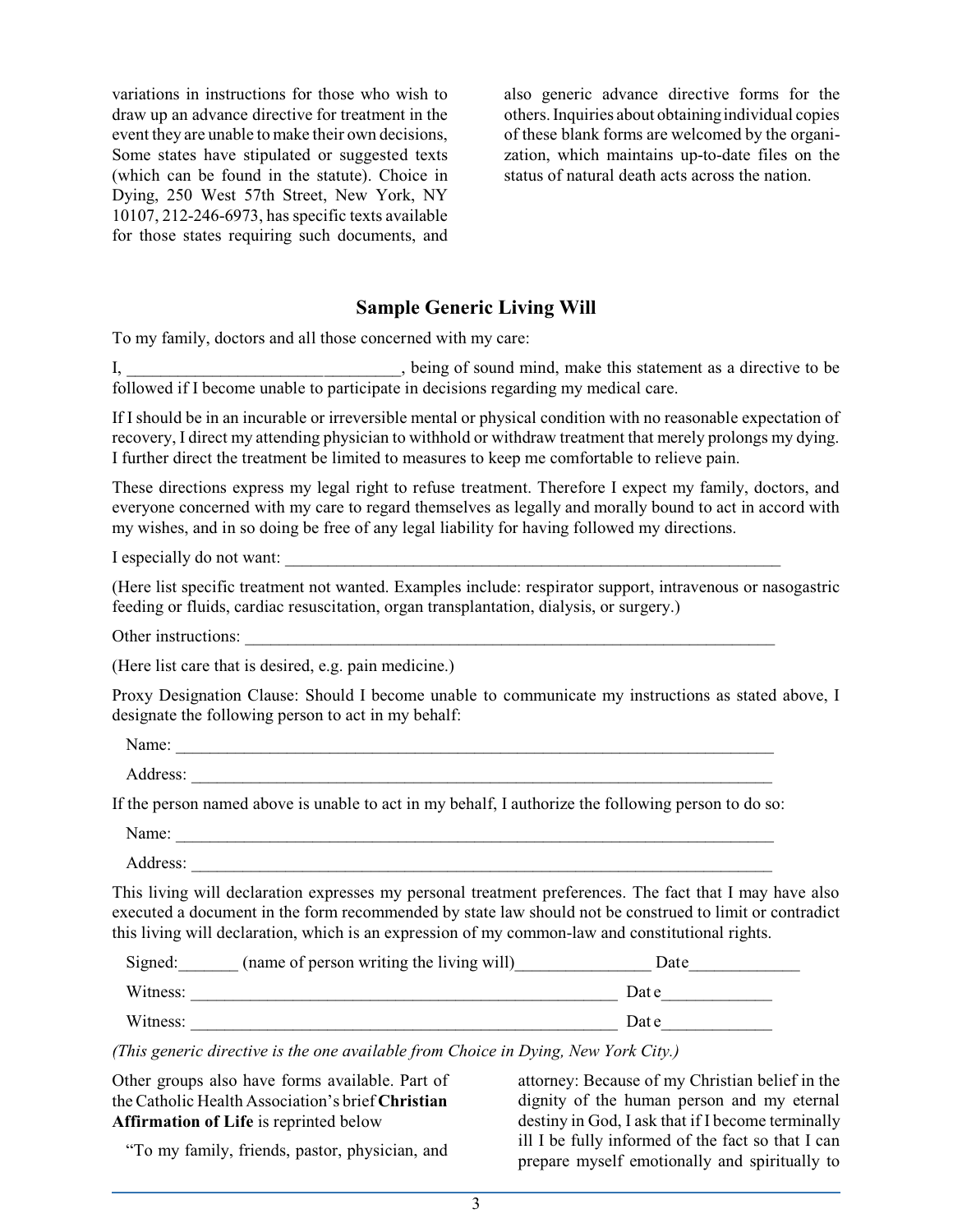variations in instructions for those who wish to draw up an advance directive for treatment in the event they are unable to make their own decisions, Some states have stipulated or suggested texts (which can be found in the statute). Choice in Dying, 250 West 57th Street, New York, NY 10107, 212-246-6973, has specific texts available for those states requiring such documents, and also generic advance directive forms for the others. Inquiries about obtaining individual copies of these blank forms are welcomed by the organization, which maintains up-to-date files on the status of natural death acts across the nation.

## Sample Generic Living Will

To my family, doctors and all those concerned with my care:

I, _______________________________, being of sound mind, make this statement as a directive to be followed if I become unable to participate in decisions regarding my medical care.

If I should be in an incurable or irreversible mental or physical condition with no reasonable expectation of recovery, I direct my attending physician to withhold or withdraw treatment that merely prolongs my dying. I further direct the treatment be limited to measures to keep me comfortable to relieve pain.

These directions express my legal right to refuse treatment. Therefore I expect my family, doctors, and everyone concerned with my care to regard themselves as legally and morally bound to act in accord with my wishes, and in so doing be free of any legal liability for having followed my directions.

I especially do not want: ____________________________________________________________

(Here list specific treatment not wanted. Examples include: respirator support, intravenous or nasogastric feeding or fluids, cardiac resuscitation, organ transplantation, dialysis, or surgery.)

Other instructions: _________________________________________________________________

(Here list care that is desired, e.g. pain medicine.)

Proxy Designation Clause: Should I become unable to communicate my instructions as stated above, I designate the following person to act in my behalf:

Name: ________________________________________________________________________

Address: ______________________________________________________________________

If the person named above is unable to act in my behalf, I authorize the following person to do so:

Name: ________________________________________________________________________

Address: ______________________________________________________________________

This living will declaration expresses my personal treatment preferences. The fact that I may have also executed a document in the form recommended by state law should not be construed to limit or contradict this living will declaration, which is an expression of my common-law and constitutional rights.

Signed:_______ (name of person writing the living will)________________ Date_____________

Witness: ____________________________________________________ Date_____________

Witness: ____________________________________________________ Date_____________

*(This generic directive is the one available from Choice in Dying, New York City.)*

Other groups also have forms available. Part of the Catholic Health Association's brief **Christian Affirmation of Life** is reprinted below

"To my family, friends, pastor, physician, and attorney: Because of my Christian belief in the dignity of the human person and my eternal destiny in God, I ask that if I become terminally ill I be fully informed of the fact so that I can prepare myself emotionally and spiritually to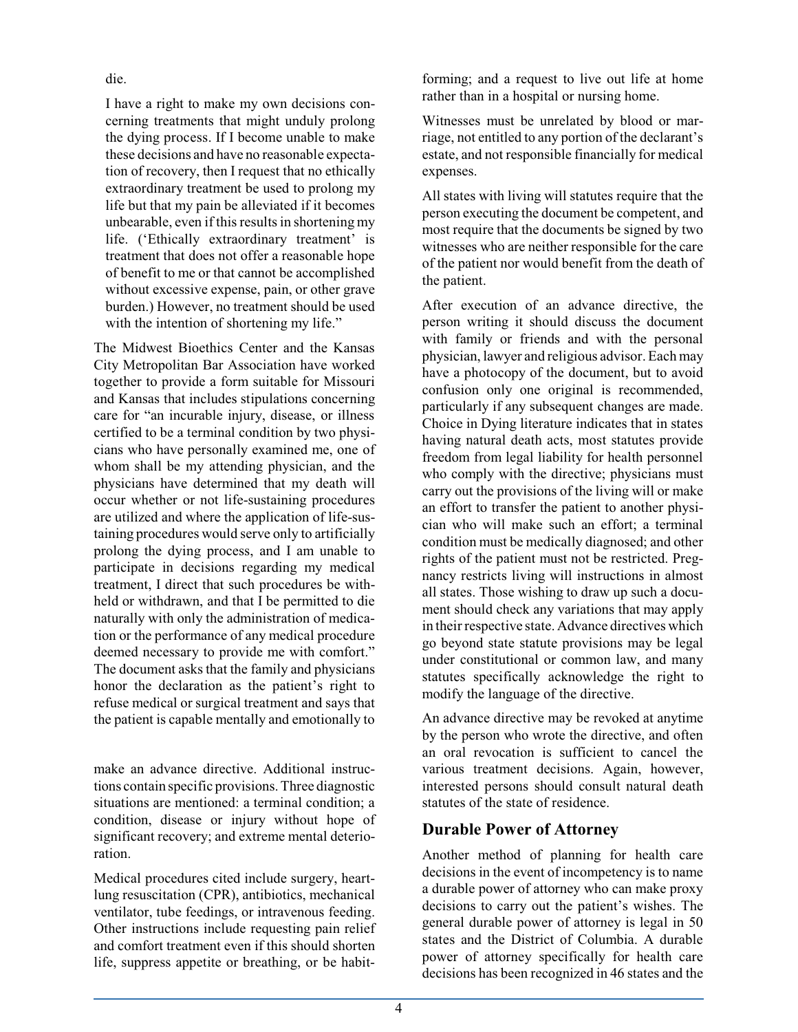die.

I have a right to make my own decisions concerning treatments that might unduly prolong the dying process. If I become unable to make these decisions and have no reasonable expectation of recovery, then I request that no ethically extraordinary treatment be used to prolong my life but that my pain be alleviated if it becomes unbearable, even if this results in shortening my life. ('Ethically extraordinary treatment' is treatment that does not offer a reasonable hope of benefit to me or that cannot be accomplished without excessive expense, pain, or other grave burden.) However, no treatment should be used with the intention of shortening my life."

The Midwest Bioethics Center and the Kansas City Metropolitan Bar Association have worked together to provide a form suitable for Missouri and Kansas that includes stipulations concerning care for "an incurable injury, disease, or illness certified to be a terminal condition by two physicians who have personally examined me, one of whom shall be my attending physician, and the physicians have determined that my death will occur whether or not life-sustaining procedures are utilized and where the application of life-sustaining procedures would serve only to artificially prolong the dying process, and I am unable to participate in decisions regarding my medical treatment, I direct that such procedures be withheld or withdrawn, and that I be permitted to die naturally with only the administration of medication or the performance of any medical procedure deemed necessary to provide me with comfort." The document asks that the family and physicians honor the declaration as the patient's right to refuse medical or surgical treatment and says that the patient is capable mentally and emotionally to make an advance directive. Additional instructions contain specific provisions. Three diagnostic situations are mentioned: a terminal condition; a condition, disease or injury without hope of significant recovery; and extreme mental deterioration.

Medical procedures cited include surgery, heart-lung resuscitation (CPR), antibiotics, mechanical ventilator, tube feedings, or intravenous feeding. Other instructions include requesting pain relief and comfort treatment even if this should shorten life, suppress appetite or breathing, or be habit-forming; and a request to live out life at home rather than in a hospital or nursing home.

Witnesses must be unrelated by blood or marriage, not entitled to any portion of the declarant's estate, and not responsible financially for medical expenses.

All states with living will statutes require that the person executing the document be competent, and most require that the documents be signed by two witnesses who are neither responsible for the care of the patient nor would benefit from the death of the patient.

After execution of an advance directive, the person writing it should discuss the document with family or friends and with the personal physician, lawyer and religious advisor. Each may have a photocopy of the document, but to avoid confusion only one original is recommended, particularly if any subsequent changes are made. Choice in Dying literature indicates that in states having natural death acts, most statutes provide freedom from legal liability for health personnel who comply with the directive; physicians must carry out the provisions of the living will or make an effort to transfer the patient to another physician who will make such an effort; a terminal condition must be medically diagnosed; and other rights of the patient must not be restricted. Pregnancy restricts living will instructions in almost all states. Those wishing to draw up such a document should check any variations that may apply in their respective state. Advance directives which go beyond state statute provisions may be legal under constitutional or common law, and many statutes specifically acknowledge the right to modify the language of the directive.

An advance directive may be revoked at anytime by the person who wrote the directive, and often an oral revocation is sufficient to cancel the various treatment decisions. Again, however, interested persons should consult natural death statutes of the state of residence.

## Durable Power of Attorney

Another method of planning for health care decisions in the event of incompetency is to name a durable power of attorney who can make proxy decisions to carry out the patient's wishes. The general durable power of attorney is legal in 50 states and the District of Columbia. A durable power of attorney specifically for health care decisions has been recognized in 46 states and the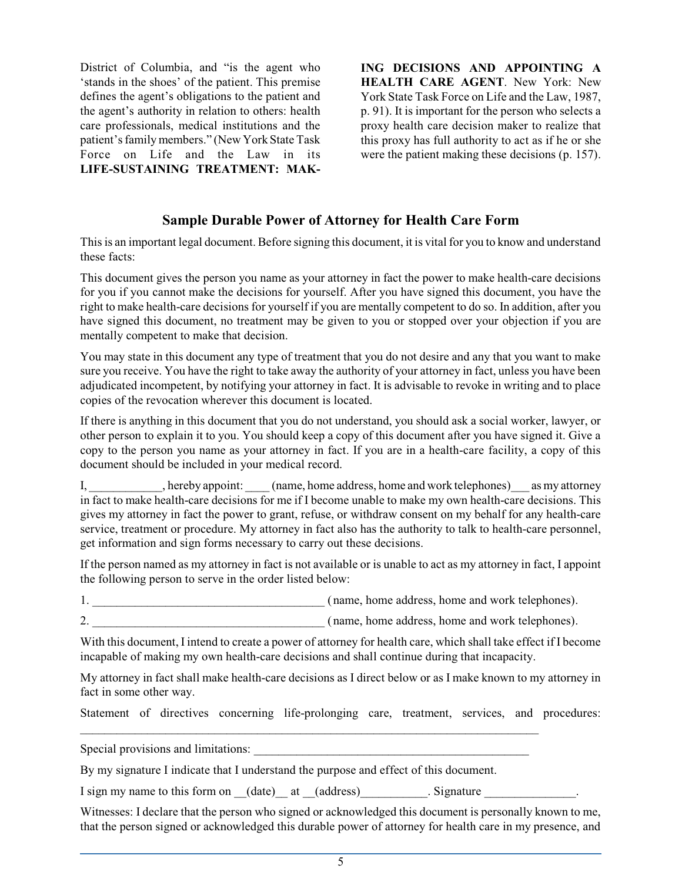District of Columbia, and "is the agent who 'stands in the shoes' of the patient. This premise defines the agent's obligations to the patient and the agent's authority in relation to others: health care professionals, medical institutions and the patient's family members." (New York State Task Force on Life and the Law in its **LIFE-SUSTAINING TREATMENT: MAKING DECISIONS AND APPOINTING A HEALTH CARE AGENT**. New York: New York State Task Force on Life and the Law, 1987, p. 91). It is important for the person who selects a proxy health care decision maker to realize that this proxy has full authority to act as if he or she were the patient making these decisions (p. 157).

## Sample Durable Power of Attorney for Health Care Form

This is an important legal document. Before signing this document, it is vital for you to know and understand these facts:

This document gives the person you name as your attorney in fact the power to make health-care decisions for you if you cannot make the decisions for yourself. After you have signed this document, you have the right to make health-care decisions for yourself if you are mentally competent to do so. In addition, after you have signed this document, no treatment may be given to you or stopped over your objection if you are mentally competent to make that decision.

You may state in this document any type of treatment that you do not desire and any that you want to make sure you receive. You have the right to take away the authority of your attorney in fact, unless you have been adjudicated incompetent, by notifying your attorney in fact. It is advisable to revoke in writing and to place copies of the revocation wherever this document is located.

If there is anything in this document that you do not understand, you should ask a social worker, lawyer, or other person to explain it to you. You should keep a copy of this document after you have signed it. Give a copy to the person you name as your attorney in fact. If you are in a health-care facility, a copy of this document should be included in your medical record.

I, ____________, hereby appoint: ____ (name, home address, home and work telephones)___ as my attorney in fact to make health-care decisions for me if I become unable to make my own health-care decisions. This gives my attorney in fact the power to grant, refuse, or withdraw consent on my behalf for any health-care service, treatment or procedure. My attorney in fact also has the authority to talk to health-care personnel, get information and sign forms necessary to carry out these decisions.

If the person named as my attorney in fact is not available or is unable to act as my attorney in fact, I appoint the following person to serve in the order listed below:

1. ______________________________________ (name, home address, home and work telephones).

2. ______________________________________ (name, home address, home and work telephones).

With this document, I intend to create a power of attorney for health care, which shall take effect if I become incapable of making my own health-care decisions and shall continue during that incapacity.

My attorney in fact shall make health-care decisions as I direct below or as I make known to my attorney in fact in some other way.

Statement of directives concerning life-prolonging care, treatment, services, and procedures: ________________________________________________________________________________

Special provisions and limitations: ______________________________________________

By my signature I indicate that I understand the purpose and effect of this document.

I sign my name to this form on __(date)__ at __(address)__________. Signature _______________.

Witnesses: I declare that the person who signed or acknowledged this document is personally known to me, that the person signed or acknowledged this durable power of attorney for health care in my presence, and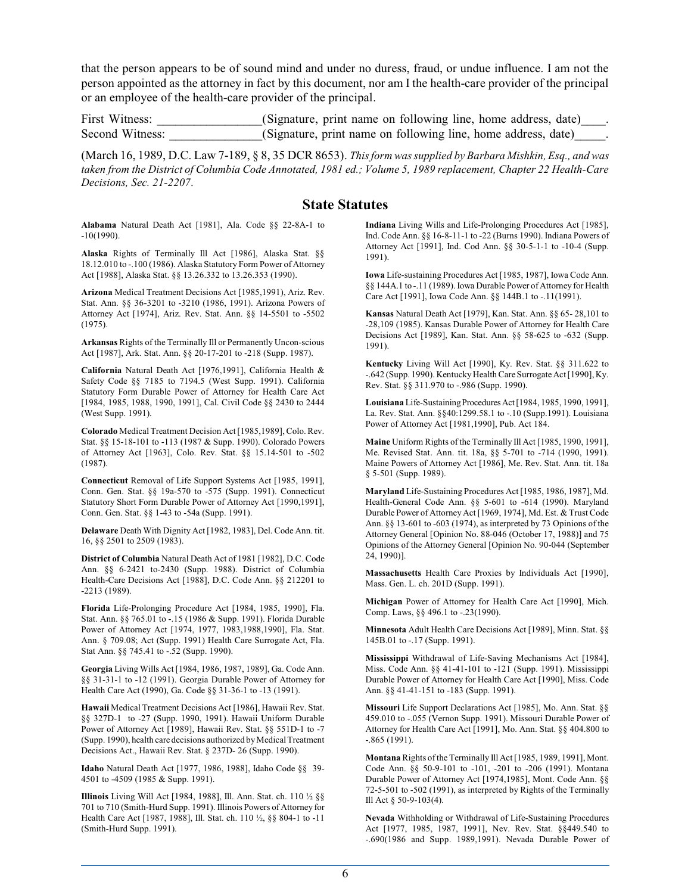that the person appears to be of sound mind and under no duress, fraud, or undue influence. I am not the person appointed as the attorney in fact by this document, nor am I the health-care provider of the principal or an employee of the health-care provider of the principal.

First Witness: ________________(Signature, print name on following line, home address, date)____.
Second Witness: _______________(Signature, print name on following line, home address, date)_____.

(March 16, 1989, D.C. Law 7-189, § 8, 35 DCR 8653). *This form was supplied by Barbara Mishkin, Esq., and was taken from the District of Columbia Code Annotated, 1981 ed.; Volume 5, 1989 replacement, Chapter 22 Health-Care Decisions, Sec. 21-2207*.

## State Statutes

**Alabama** Natural Death Act [1981], Ala. Code §§ 22-8A-1 to -10(1990).

**Alaska** Rights of Terminally Ill Act [1986], Alaska Stat. §§ 18.12.010 to -.100 (1986). Alaska Statutory Form Power of Attorney Act [1988], Alaska Stat. §§ 13.26.332 to 13.26.353 (1990).

**Arizona** Medical Treatment Decisions Act [1985,1991), Ariz. Rev. Stat. Ann. §§ 36-3201 to -3210 (1986, 1991). Arizona Powers of Attorney Act [1974], Ariz. Rev. Stat. Ann. §§ 14-5501 to -5502 (1975).

**Arkansas** Rights of the Terminally Ill or Permanently Uncon-scious Act [1987], Ark. Stat. Ann. §§ 20-17-201 to -218 (Supp. 1987).

**California** Natural Death Act [1976,1991], California Health & Safety Code §§ 7185 to 7194.5 (West Supp. 1991). California Statutory Form Durable Power of Attorney for Health Care Act [1984, 1985, 1988, 1990, 1991], Cal. Civil Code §§ 2430 to 2444 (West Supp. 1991).

**Colorado** Medical Treatment Decision Act [1985,1989], Colo. Rev. Stat. §§ 15-18-101 to -113 (1987 & Supp. 1990). Colorado Powers of Attorney Act [1963], Colo. Rev. Stat. §§ 15.14-501 to -502 (1987).

**Connecticut** Removal of Life Support Systems Act [1985, 1991], Conn. Gen. Stat. §§ 19a-570 to -575 (Supp. 1991). Connecticut Statutory Short Form Durable Power of Attorney Act [1990,1991], Conn. Gen. Stat. §§ 1-43 to -54a (Supp. 1991).

**Delaware** Death With Dignity Act [1982, 1983], Del. Code Ann. tit. 16, §§ 2501 to 2509 (1983).

**District of Columbia** Natural Death Act of 1981 [1982], D.C. Code Ann. §§ 6-2421 to-2430 (Supp. 1988). District of Columbia Health-Care Decisions Act [1988], D.C. Code Ann. §§ 212201 to -2213 (1989).

**Florida** Life-Prolonging Procedure Act [1984, 1985, 1990], Fla. Stat. Ann. §§ 765.01 to -.15 (1986 & Supp. 1991). Florida Durable Power of Attorney Act [1974, 1977, 1983,1988,1990], Fla. Stat. Ann. § 709.08; Act (Supp. 1991) Health Care Surrogate Act, Fla. Stat Ann. §§ 745.41 to -.52 (Supp. 1990).

**Georgia** Living Wills Act [1984, 1986, 1987, 1989], Ga. Code Ann. §§ 31-31-1 to -12 (1991). Georgia Durable Power of Attorney for Health Care Act (1990), Ga. Code §§ 31-36-1 to -13 (1991).

**Hawaii** Medical Treatment Decisions Act [1986], Hawaii Rev. Stat. §§ 327D-1 to -27 (Supp. 1990, 1991). Hawaii Uniform Durable Power of Attorney Act [1989], Hawaii Rev. Stat. §§ 551D-1 to -7 (Supp. 1990), health care decisions authorized by Medical Treatment Decisions Act., Hawaii Rev. Stat. § 237D- 26 (Supp. 1990).

**Idaho** Natural Death Act [1977, 1986, 1988], Idaho Code §§ 39-4501 to -4509 (1985 & Supp. 1991).

**Illinois** Living Will Act [1984, 1988], Ill. Ann. Stat. ch. 110 ½ §§ 701 to 710 (Smith-Hurd Supp. 1991). Illinois Powers of Attorney for Health Care Act [1987, 1988], Ill. Stat. ch. 110 ½, §§ 804-1 to -11 (Smith-Hurd Supp. 1991).

**Indiana** Living Wills and Life-Prolonging Procedures Act [1985], Ind. Code Ann. §§ 16-8-11-1 to -22 (Burns 1990). Indiana Powers of Attorney Act [1991], Ind. Cod Ann. §§ 30-5-1-1 to -10-4 (Supp. 1991).

**Iowa** Life-sustaining Procedures Act [1985, 1987], Iowa Code Ann. §§ 144A.1 to -.11 (1989). Iowa Durable Power of Attorney for Health Care Act [1991], Iowa Code Ann. §§ 144B.1 to -.11(1991).

**Kansas** Natural Death Act [1979], Kan. Stat. Ann. §§ 65- 28,101 to -28,109 (1985). Kansas Durable Power of Attorney for Health Care Decisions Act [1989], Kan. Stat. Ann. §§ 58-625 to -632 (Supp. 1991).

**Kentucky** Living Will Act [1990], Ky. Rev. Stat. §§ 311.622 to -.642 (Supp. 1990). Kentucky Health Care Surrogate Act [1990], Ky. Rev. Stat. §§ 311.970 to -.986 (Supp. 1990).

**Louisiana** Life-Sustaining Procedures Act [1984, 1985, 1990, 1991], La. Rev. Stat. Ann. §§40:1299.58.1 to -.10 (Supp.1991). Louisiana Power of Attorney Act [1981,1990], Pub. Act 184.

**Maine** Uniform Rights of the Terminally Ill Act [1985, 1990, 1991], Me. Revised Stat. Ann. tit. 18a, §§ 5-701 to -714 (1990, 1991). Maine Powers of Attorney Act [1986], Me. Rev. Stat. Ann. tit. 18a § 5-501 (Supp. 1989).

**Maryland** Life-Sustaining Procedures Act [1985, 1986, 1987], Md. Health-General Code Ann. §§ 5-601 to -614 (1990). Maryland Durable Power of Attorney Act [1969, 1974], Md. Est. & Trust Code Ann. §§ 13-601 to -603 (1974), as interpreted by 73 Opinions of the Attorney General [Opinion No. 88-046 (October 17, 1988)] and 75 Opinions of the Attorney General [Opinion No. 90-044 (September 24, 1990)].

**Massachusetts** Health Care Proxies by Individuals Act [1990], Mass. Gen. L. ch. 201D (Supp. 1991).

**Michigan** Power of Attorney for Health Care Act [1990], Mich. Comp. Laws, §§ 496.1 to -.23(1990).

**Minnesota** Adult Health Care Decisions Act [1989], Minn. Stat. §§ 145B.01 to -.17 (Supp. 1991).

**Mississippi** Withdrawal of Life-Saving Mechanisms Act [1984], Miss. Code Ann. §§ 41-41-101 to -121 (Supp. 1991). Mississippi Durable Power of Attorney for Health Care Act [1990], Miss. Code Ann. §§ 41-41-151 to -183 (Supp. 1991).

**Missouri** Life Support Declarations Act [1985], Mo. Ann. Stat. §§ 459.010 to -.055 (Vernon Supp. 1991). Missouri Durable Power of Attorney for Health Care Act [1991], Mo. Ann. Stat. §§ 404.800 to -.865 (1991).

**Montana** Rights of the Terminally Ill Act [1985, 1989, 1991], Mont. Code Ann. §§ 50-9-101 to -101, -201 to -206 (1991). Montana Durable Power of Attorney Act [1974,1985], Mont. Code Ann. §§ 72-5-501 to -502 (1991), as interpreted by Rights of the Terminally Ill Act § 50-9-103(4).

**Nevada** Withholding or Withdrawal of Life-Sustaining Procedures Act [1977, 1985, 1987, 1991], Nev. Rev. Stat. §§449.540 to -.690(1986 and Supp. 1989,1991). Nevada Durable Power of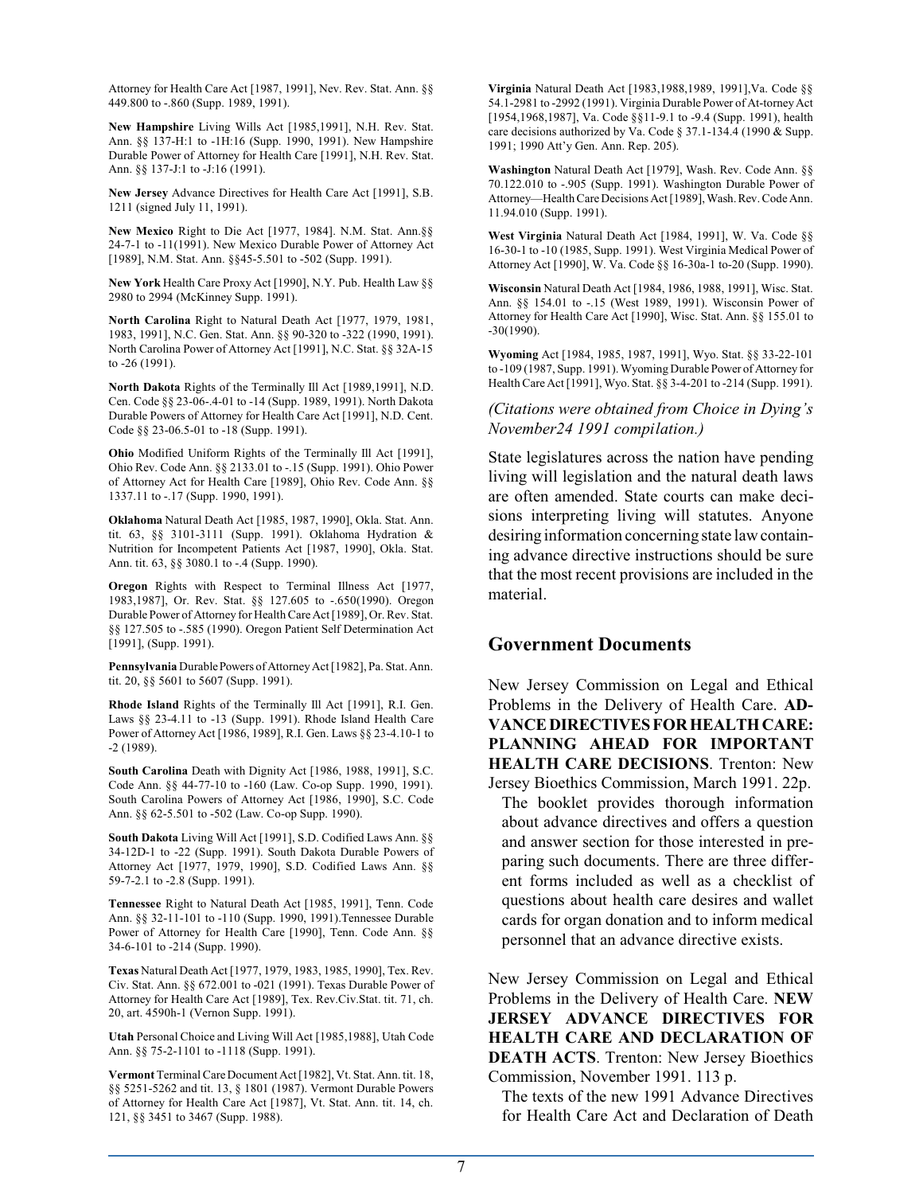Attorney for Health Care Act [1987, 1991], Nev. Rev. Stat. Ann. §§ 449.800 to -.860 (Supp. 1989, 1991).

**New Hampshire** Living Wills Act [1985,1991], N.H. Rev. Stat. Ann. §§ 137-H:1 to -1H:16 (Supp. 1990, 1991). New Hampshire Durable Power of Attorney for Health Care [1991], N.H. Rev. Stat. Ann. §§ 137-J:1 to -J:16 (1991).

**New Jersey** Advance Directives for Health Care Act [1991], S.B. 1211 (signed July 11, 1991).

**New Mexico** Right to Die Act [1977, 1984]. N.M. Stat. Ann.§§ 24-7-1 to -11(1991). New Mexico Durable Power of Attorney Act [1989], N.M. Stat. Ann. §§45-5.501 to -502 (Supp. 1991).

**New York** Health Care Proxy Act [1990], N.Y. Pub. Health Law §§ 2980 to 2994 (McKinney Supp. 1991).

**North Carolina** Right to Natural Death Act [1977, 1979, 1981, 1983, 1991], N.C. Gen. Stat. Ann. §§ 90-320 to -322 (1990, 1991). North Carolina Power of Attorney Act [1991], N.C. Stat. §§ 32A-15 to -26 (1991).

**North Dakota** Rights of the Terminally Ill Act [1989,1991], N.D. Cen. Code §§ 23-06-.4-01 to -14 (Supp. 1989, 1991). North Dakota Durable Powers of Attorney for Health Care Act [1991], N.D. Cent. Code §§ 23-06.5-01 to -18 (Supp. 1991).

**Ohio** Modified Uniform Rights of the Terminally Ill Act [1991], Ohio Rev. Code Ann. §§ 2133.01 to -.15 (Supp. 1991). Ohio Power of Attorney Act for Health Care [1989], Ohio Rev. Code Ann. §§ 1337.11 to -.17 (Supp. 1990, 1991).

**Oklahoma** Natural Death Act [1985, 1987, 1990], Okla. Stat. Ann. tit. 63, §§ 3101-3111 (Supp. 1991). Oklahoma Hydration & Nutrition for Incompetent Patients Act [1987, 1990], Okla. Stat. Ann. tit. 63, §§ 3080.1 to -.4 (Supp. 1990).

**Oregon** Rights with Respect to Terminal Illness Act [1977, 1983,1987], Or. Rev. Stat. §§ 127.605 to -.650(1990). Oregon Durable Power of Attorney for Health Care Act [1989], Or. Rev. Stat. §§ 127.505 to -.585 (1990). Oregon Patient Self Determination Act [1991], (Supp. 1991).

**Pennsylvania** Durable Powers of Attorney Act [1982], Pa. Stat. Ann. tit. 20, §§ 5601 to 5607 (Supp. 1991).

**Rhode Island** Rights of the Terminally Ill Act [1991], R.I. Gen. Laws §§ 23-4.11 to -13 (Supp. 1991). Rhode Island Health Care Power of Attorney Act [1986, 1989], R.I. Gen. Laws §§ 23-4.10-1 to -2 (1989).

**South Carolina** Death with Dignity Act [1986, 1988, 1991], S.C. Code Ann. §§ 44-77-10 to -160 (Law. Co-op Supp. 1990, 1991). South Carolina Powers of Attorney Act [1986, 1990], S.C. Code Ann. §§ 62-5.501 to -502 (Law. Co-op Supp. 1990).

**South Dakota** Living Will Act [1991], S.D. Codified Laws Ann. §§ 34-12D-1 to -22 (Supp. 1991). South Dakota Durable Powers of Attorney Act [1977, 1979, 1990], S.D. Codified Laws Ann. §§ 59-7-2.1 to -2.8 (Supp. 1991).

**Tennessee** Right to Natural Death Act [1985, 1991], Tenn. Code Ann. §§ 32-11-101 to -110 (Supp. 1990, 1991).Tennessee Durable Power of Attorney for Health Care [1990], Tenn. Code Ann. §§ 34-6-101 to -214 (Supp. 1990).

**Texas** Natural Death Act [1977, 1979, 1983, 1985, 1990], Tex. Rev. Civ. Stat. Ann. §§ 672.001 to -021 (1991). Texas Durable Power of Attorney for Health Care Act [1989], Tex. Rev.Civ.Stat. tit. 71, ch. 20, art. 4590h-1 (Vernon Supp. 1991).

**Utah** Personal Choice and Living Will Act [1985,1988], Utah Code Ann. §§ 75-2-1101 to -1118 (Supp. 1991).

**Vermont** Terminal Care Document Act [1982], Vt. Stat. Ann. tit. 18, §§ 5251-5262 and tit. 13, § 1801 (1987). Vermont Durable Powers of Attorney for Health Care Act [1987], Vt. Stat. Ann. tit. 14, ch. 121, §§ 3451 to 3467 (Supp. 1988).

**Virginia** Natural Death Act [1983,1988,1989, 1991],Va. Code §§ 54.1-2981 to -2992 (1991). Virginia Durable Power of At-torney Act [1954,1968,1987], Va. Code §§11-9.1 to -9.4 (Supp. 1991), health care decisions authorized by Va. Code § 37.1-134.4 (1990 & Supp. 1991; 1990 Att'y Gen. Ann. Rep. 205).

**Washington** Natural Death Act [1979], Wash. Rev. Code Ann. §§ 70.122.010 to -.905 (Supp. 1991). Washington Durable Power of Attorney—Health Care Decisions Act [1989], Wash. Rev. Code Ann. 11.94.010 (Supp. 1991).

**West Virginia** Natural Death Act [1984, 1991], W. Va. Code §§ 16-30-1 to -10 (1985, Supp. 1991). West Virginia Medical Power of Attorney Act [1990], W. Va. Code §§ 16-30a-1 to-20 (Supp. 1990).

**Wisconsin** Natural Death Act [1984, 1986, 1988, 1991], Wisc. Stat. Ann. §§ 154.01 to -.15 (West 1989, 1991). Wisconsin Power of Attorney for Health Care Act [1990], Wisc. Stat. Ann. §§ 155.01 to -30(1990).

**Wyoming** Act [1984, 1985, 1987, 1991], Wyo. Stat. §§ 33-22-101 to -109 (1987, Supp. 1991). Wyoming Durable Power of Attorney for Health Care Act [1991], Wyo. Stat. §§ 3-4-201 to -214 (Supp. 1991).

*(Citations were obtained from Choice in Dying's November24 1991 compilation.)*

State legislatures across the nation have pending living will legislation and the natural death laws are often amended. State courts can make decisions interpreting living will statutes. Anyone desiring information concerning state law containing advance directive instructions should be sure that the most recent provisions are included in the material.

## Government Documents

New Jersey Commission on Legal and Ethical Problems in the Delivery of Health Care. **ADVANCE DIRECTIVES FOR HEALTH CARE: PLANNING AHEAD FOR IMPORTANT HEALTH CARE DECISIONS**. Trenton: New Jersey Bioethics Commission, March 1991. 22p.

The booklet provides thorough information about advance directives and offers a question and answer section for those interested in preparing such documents. There are three different forms included as well as a checklist of questions about health care desires and wallet cards for organ donation and to inform medical personnel that an advance directive exists.

New Jersey Commission on Legal and Ethical Problems in the Delivery of Health Care. **NEW JERSEY ADVANCE DIRECTIVES FOR HEALTH CARE AND DECLARATION OF DEATH ACTS**. Trenton: New Jersey Bioethics Commission, November 1991. 113 p.

The texts of the new 1991 Advance Directives for Health Care Act and Declaration of Death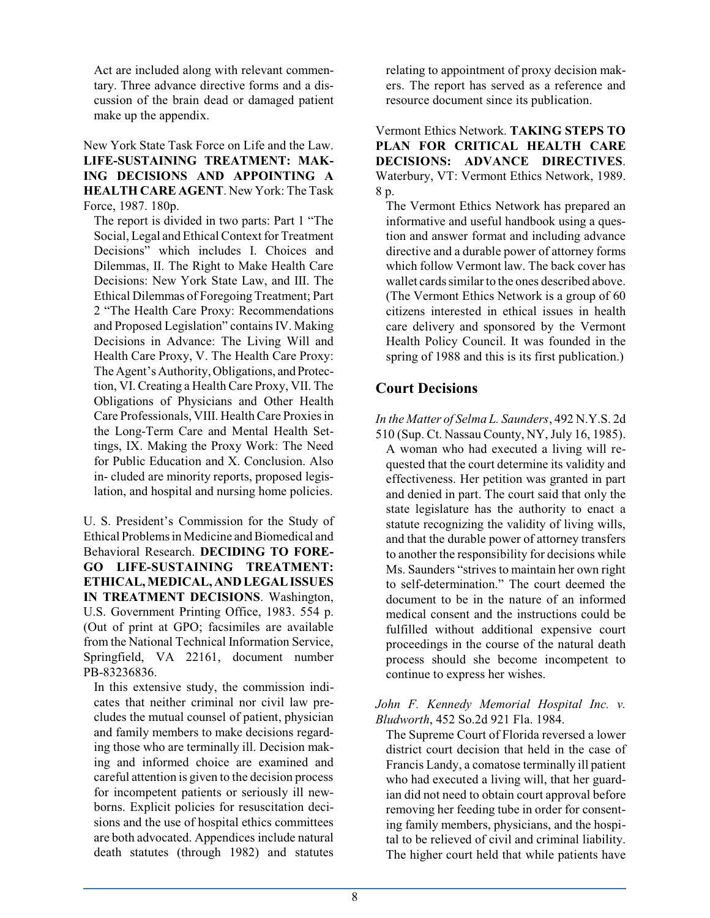Act are included along with relevant commentary. Three advance directive forms and a discussion of the brain dead or damaged patient make up the appendix.

New York State Task Force on Life and the Law. **LIFE-SUSTAINING TREATMENT: MAKING DECISIONS AND APPOINTING A HEALTH CARE AGENT**. New York: The Task Force, 1987. 180p.

The report is divided in two parts: Part 1 "The Social, Legal and Ethical Context for Treatment Decisions" which includes I. Choices and Dilemmas, II. The Right to Make Health Care Decisions: New York State Law, and III. The Ethical Dilemmas of Foregoing Treatment; Part 2 "The Health Care Proxy: Recommendations and Proposed Legislation" contains IV. Making Decisions in Advance: The Living Will and Health Care Proxy, V. The Health Care Proxy: The Agent's Authority, Obligations, and Protection, VI. Creating a Health Care Proxy, VII. The Obligations of Physicians and Other Health Care Professionals, VIII. Health Care Proxies in the Long-Term Care and Mental Health Settings, IX. Making the Proxy Work: The Need for Public Education and X. Conclusion. Also in- cluded are minority reports, proposed legislation, and hospital and nursing home policies.

U. S. President's Commission for the Study of Ethical Problems in Medicine and Biomedical and Behavioral Research. **DECIDING TO FOREGO LIFE-SUSTAINING TREATMENT: ETHICAL, MEDICAL, AND LEGAL ISSUES IN TREATMENT DECISIONS**. Washington, U.S. Government Printing Office, 1983. 554 p. (Out of print at GPO; facsimiles are available from the National Technical Information Service, Springfield, VA 22161, document number PB-83236836.

In this extensive study, the commission indicates that neither criminal nor civil law precludes the mutual counsel of patient, physician and family members to make decisions regarding those who are terminally ill. Decision making and informed choice are examined and careful attention is given to the decision process for incompetent patients or seriously ill newborns. Explicit policies for resuscitation decisions and the use of hospital ethics committees are both advocated. Appendices include natural death statutes (through 1982) and statutes relating to appointment of proxy decision makers. The report has served as a reference and resource document since its publication.

Vermont Ethics Network. **TAKING STEPS TO PLAN FOR CRITICAL HEALTH CARE DECISIONS: ADVANCE DIRECTIVES**. Waterbury, VT: Vermont Ethics Network, 1989. 8 p.

The Vermont Ethics Network has prepared an informative and useful handbook using a question and answer format and including advance directive and a durable power of attorney forms which follow Vermont law. The back cover has wallet cards similar to the ones described above. (The Vermont Ethics Network is a group of 60 citizens interested in ethical issues in health care delivery and sponsored by the Vermont Health Policy Council. It was founded in the spring of 1988 and this is its first publication.)

## Court Decisions

*In the Matter of Selma L. Saunders*, 492 N.Y.S. 2d 510 (Sup. Ct. Nassau County, NY, July 16, 1985).

A woman who had executed a living will requested that the court determine its validity and effectiveness. Her petition was granted in part and denied in part. The court said that only the state legislature has the authority to enact a statute recognizing the validity of living wills, and that the durable power of attorney transfers to another the responsibility for decisions while Ms. Saunders "strives to maintain her own right to self-determination." The court deemed the document to be in the nature of an informed medical consent and the instructions could be fulfilled without additional expensive court proceedings in the course of the natural death process should she become incompetent to continue to express her wishes.

*John F. Kennedy Memorial Hospital Inc. v. Bludworth*, 452 So.2d 921 Fla. 1984.

The Supreme Court of Florida reversed a lower district court decision that held in the case of Francis Landy, a comatose terminally ill patient who had executed a living will, that her guardian did not need to obtain court approval before removing her feeding tube in order for consenting family members, physicians, and the hospital to be relieved of civil and criminal liability. The higher court held that while patients have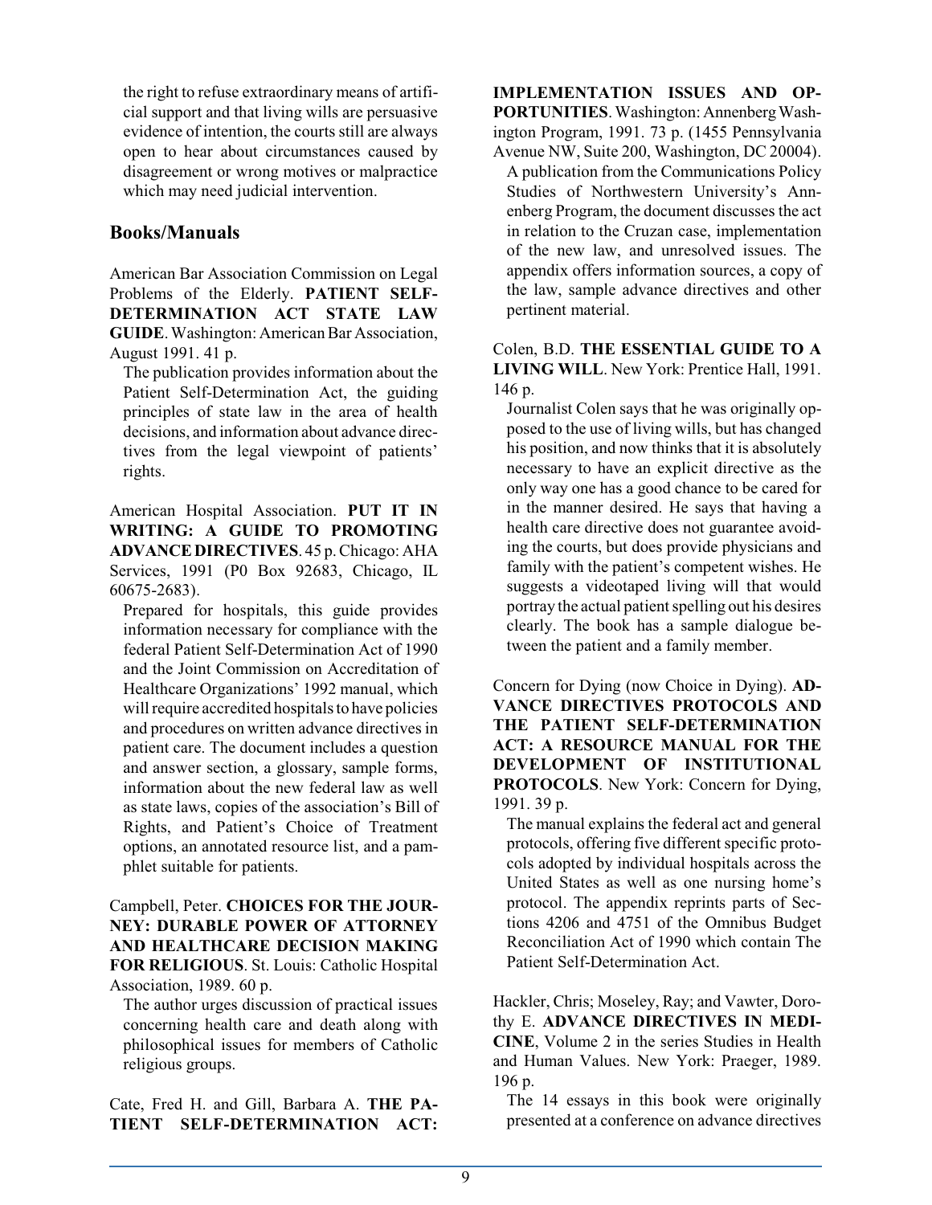the right to refuse extraordinary means of artificial support and that living wills are persuasive evidence of intention, the courts still are always open to hear about circumstances caused by disagreement or wrong motives or malpractice which may need judicial intervention.

## Books/Manuals

American Bar Association Commission on Legal Problems of the Elderly. **PATIENT SELF-DETERMINATION ACT STATE LAW GUIDE**. Washington: American Bar Association, August 1991. 41 p.

The publication provides information about the Patient Self-Determination Act, the guiding principles of state law in the area of health decisions, and information about advance directives from the legal viewpoint of patients' rights.

American Hospital Association. **PUT IT IN WRITING: A GUIDE TO PROMOTING ADVANCE DIRECTIVES**. 45 p. Chicago: AHA Services, 1991 (P0 Box 92683, Chicago, IL 60675-2683).

Prepared for hospitals, this guide provides information necessary for compliance with the federal Patient Self-Determination Act of 1990 and the Joint Commission on Accreditation of Healthcare Organizations' 1992 manual, which will require accredited hospitals to have policies and procedures on written advance directives in patient care. The document includes a question and answer section, a glossary, sample forms, information about the new federal law as well as state laws, copies of the association's Bill of Rights, and Patient's Choice of Treatment options, an annotated resource list, and a pamphlet suitable for patients.

Campbell, Peter. **CHOICES FOR THE JOURNEY: DURABLE POWER OF ATTORNEY AND HEALTHCARE DECISION MAKING FOR RELIGIOUS**. St. Louis: Catholic Hospital Association, 1989. 60 p.

The author urges discussion of practical issues concerning health care and death along with philosophical issues for members of Catholic religious groups.

Cate, Fred H. and Gill, Barbara A. **THE PATIENT SELF-DETERMINATION ACT: IMPLEMENTATION ISSUES AND OPPORTUNITIES**. Washington: Annenberg Washington Program, 1991. 73 p. (1455 Pennsylvania Avenue NW, Suite 200, Washington, DC 20004).

A publication from the Communications Policy Studies of Northwestern University's Annenberg Program, the document discusses the act in relation to the Cruzan case, implementation of the new law, and unresolved issues. The appendix offers information sources, a copy of the law, sample advance directives and other pertinent material.

Colen, B.D. **THE ESSENTIAL GUIDE TO A LIVING WILL**. New York: Prentice Hall, 1991. 146 p.

Journalist Colen says that he was originally opposed to the use of living wills, but has changed his position, and now thinks that it is absolutely necessary to have an explicit directive as the only way one has a good chance to be cared for in the manner desired. He says that having a health care directive does not guarantee avoiding the courts, but does provide physicians and family with the patient's competent wishes. He suggests a videotaped living will that would portray the actual patient spelling out his desires clearly. The book has a sample dialogue between the patient and a family member.

Concern for Dying (now Choice in Dying). **ADVANCE DIRECTIVES PROTOCOLS AND THE PATIENT SELF-DETERMINATION ACT: A RESOURCE MANUAL FOR THE DEVELOPMENT OF INSTITUTIONAL PROTOCOLS**. New York: Concern for Dying, 1991. 39 p.

The manual explains the federal act and general protocols, offering five different specific protocols adopted by individual hospitals across the United States as well as one nursing home's protocol. The appendix reprints parts of Sections 4206 and 4751 of the Omnibus Budget Reconciliation Act of 1990 which contain The Patient Self-Determination Act.

Hackler, Chris; Moseley, Ray; and Vawter, Dorothy E. **ADVANCE DIRECTIVES IN MEDICINE**, Volume 2 in the series Studies in Health and Human Values. New York: Praeger, 1989. 196 p.

The 14 essays in this book were originally presented at a conference on advance directives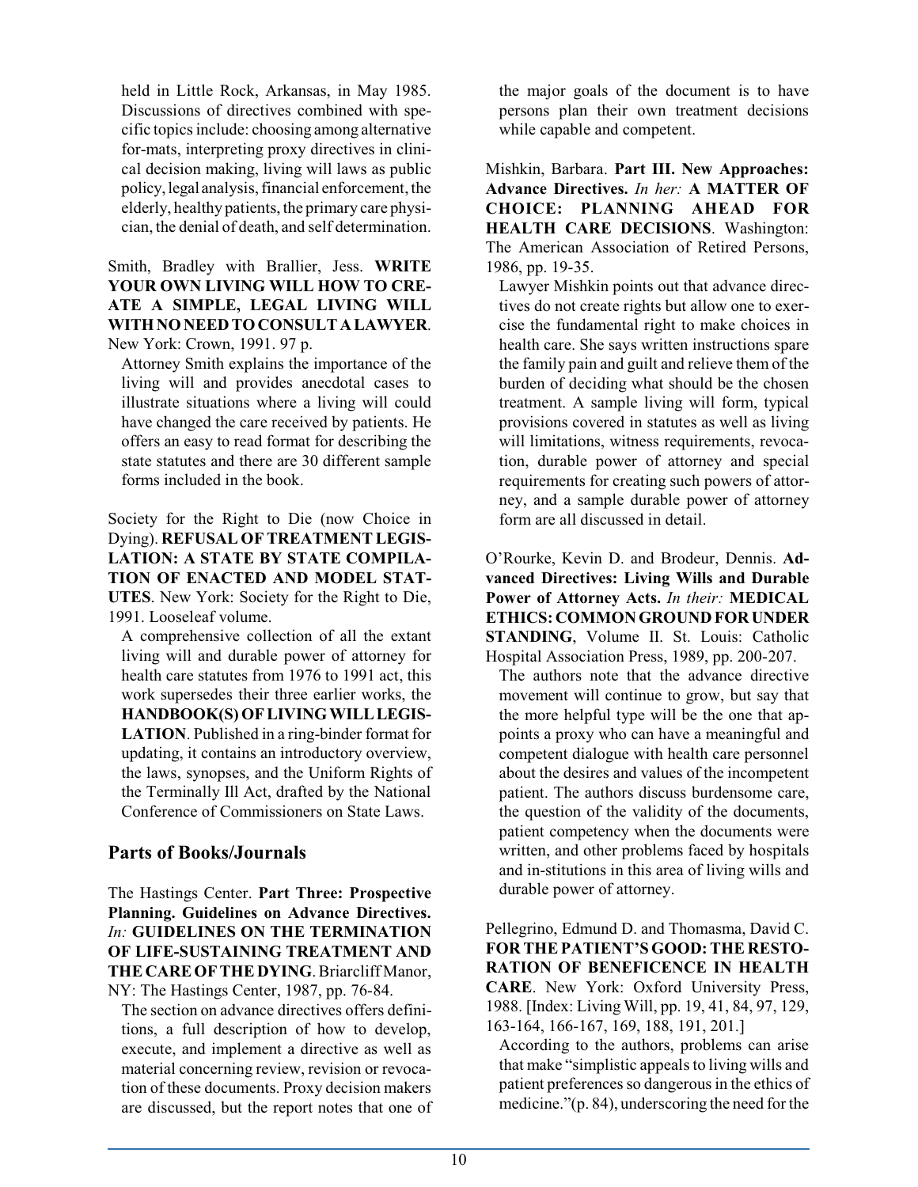held in Little Rock, Arkansas, in May 1985. Discussions of directives combined with specific topics include: choosing among alternative for-mats, interpreting proxy directives in clinical decision making, living will laws as public policy, legal analysis, financial enforcement, the elderly, healthy patients, the primary care physician, the denial of death, and self determination.

Smith, Bradley with Brallier, Jess. **WRITE YOUR OWN LIVING WILL HOW TO CREATE A SIMPLE, LEGAL LIVING WILL WITH NO NEED TO CONSULT A LAWYER**. New York: Crown, 1991. 97 p.

Attorney Smith explains the importance of the living will and provides anecdotal cases to illustrate situations where a living will could have changed the care received by patients. He offers an easy to read format for describing the state statutes and there are 30 different sample forms included in the book.

Society for the Right to Die (now Choice in Dying). **REFUSAL OF TREATMENT LEGISLATION: A STATE BY STATE COMPILATION OF ENACTED AND MODEL STATUTES**. New York: Society for the Right to Die, 1991. Looseleaf volume.

A comprehensive collection of all the extant living will and durable power of attorney for health care statutes from 1976 to 1991 act, this work supersedes their three earlier works, the **HANDBOOK(S) OF LIVING WILL LEGISLATION**. Published in a ring-binder format for updating, it contains an introductory overview, the laws, synopses, and the Uniform Rights of the Terminally Ill Act, drafted by the National Conference of Commissioners on State Laws.

## Parts of Books/Journals

The Hastings Center. **Part Three: Prospective Planning. Guidelines on Advance Directives.** *In:* **GUIDELINES ON THE TERMINATION OF LIFE-SUSTAINING TREATMENT AND THE CARE OF THE DYING**. Briarcliff Manor, NY: The Hastings Center, 1987, pp. 76-84.

The section on advance directives offers definitions, a full description of how to develop, execute, and implement a directive as well as material concerning review, revision or revocation of these documents. Proxy decision makers are discussed, but the report notes that one of the major goals of the document is to have persons plan their own treatment decisions while capable and competent.

Mishkin, Barbara. **Part III. New Approaches: Advance Directives.** *In her:* **A MATTER OF CHOICE: PLANNING AHEAD FOR HEALTH CARE DECISIONS**. Washington: The American Association of Retired Persons, 1986, pp. 19-35.

Lawyer Mishkin points out that advance directives do not create rights but allow one to exercise the fundamental right to make choices in health care. She says written instructions spare the family pain and guilt and relieve them of the burden of deciding what should be the chosen treatment. A sample living will form, typical provisions covered in statutes as well as living will limitations, witness requirements, revocation, durable power of attorney and special requirements for creating such powers of attorney, and a sample durable power of attorney form are all discussed in detail.

O'Rourke, Kevin D. and Brodeur, Dennis. **Advanced Directives: Living Wills and Durable Power of Attorney Acts.** *In their:* **MEDICAL ETHICS: COMMON GROUND FOR UNDER STANDING**, Volume II. St. Louis: Catholic Hospital Association Press, 1989, pp. 200-207.

The authors note that the advance directive movement will continue to grow, but say that the more helpful type will be the one that appoints a proxy who can have a meaningful and competent dialogue with health care personnel about the desires and values of the incompetent patient. The authors discuss burdensome care, the question of the validity of the documents, patient competency when the documents were written, and other problems faced by hospitals and in-stitutions in this area of living wills and durable power of attorney.

Pellegrino, Edmund D. and Thomasma, David C. **FOR THE PATIENT'S GOOD: THE RESTORATION OF BENEFICENCE IN HEALTH CARE**. New York: Oxford University Press, 1988. [Index: Living Will, pp. 19, 41, 84, 97, 129, 163-164, 166-167, 169, 188, 191, 201.]

According to the authors, problems can arise that make "simplistic appeals to living wills and patient preferences so dangerous in the ethics of medicine."(p. 84), underscoring the need for the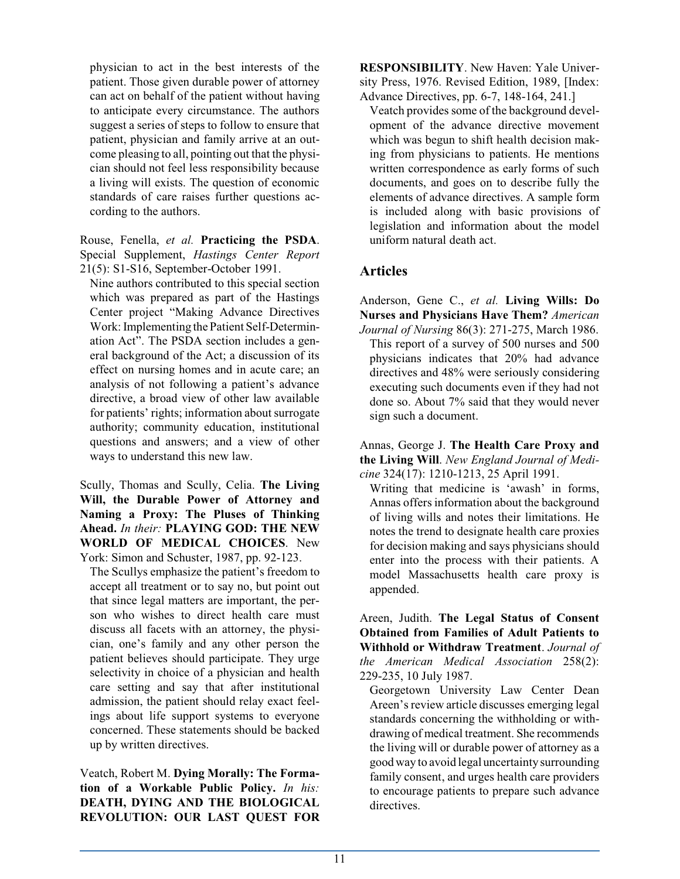physician to act in the best interests of the patient. Those given durable power of attorney can act on behalf of the patient without having to anticipate every circumstance. The authors suggest a series of steps to follow to ensure that patient, physician and family arrive at an outcome pleasing to all, pointing out that the physician should not feel less responsibility because a living will exists. The question of economic standards of care raises further questions according to the authors.

Rouse, Fenella, *et al.* **Practicing the PSDA**. Special Supplement, *Hastings Center Report* 21(5): S1-S16, September-October 1991.

Nine authors contributed to this special section which was prepared as part of the Hastings Center project "Making Advance Directives Work: Implementing the Patient Self-Determination Act". The PSDA section includes a general background of the Act; a discussion of its effect on nursing homes and in acute care; an analysis of not following a patient's advance directive, a broad view of other law available for patients' rights; information about surrogate authority; community education, institutional questions and answers; and a view of other ways to understand this new law.

Scully, Thomas and Scully, Celia. **The Living Will, the Durable Power of Attorney and Naming a Proxy: The Pluses of Thinking Ahead.** *In their:* **PLAYING GOD: THE NEW WORLD OF MEDICAL CHOICES**. New York: Simon and Schuster, 1987, pp. 92-123.

The Scullys emphasize the patient's freedom to accept all treatment or to say no, but point out that since legal matters are important, the person who wishes to direct health care must discuss all facets with an attorney, the physician, one's family and any other person the patient believes should participate. They urge selectivity in choice of a physician and health care setting and say that after institutional admission, the patient should relay exact feelings about life support systems to everyone concerned. These statements should be backed up by written directives.

Veatch, Robert M. **Dying Morally: The Formation of a Workable Public Policy.** *In his:* **DEATH, DYING AND THE BIOLOGICAL REVOLUTION: OUR LAST QUEST FOR RESPONSIBILITY**. New Haven: Yale University Press, 1976. Revised Edition, 1989, [Index: Advance Directives, pp. 6-7, 148-164, 241.]

Veatch provides some of the background development of the advance directive movement which was begun to shift health decision making from physicians to patients. He mentions written correspondence as early forms of such documents, and goes on to describe fully the elements of advance directives. A sample form is included along with basic provisions of legislation and information about the model uniform natural death act.

## Articles

Anderson, Gene C., *et al.* **Living Wills: Do Nurses and Physicians Have Them?** *American Journal of Nursing* 86(3): 271-275, March 1986.

This report of a survey of 500 nurses and 500 physicians indicates that 20% had advance directives and 48% were seriously considering executing such documents even if they had not done so. About 7% said that they would never sign such a document.

Annas, George J. **The Health Care Proxy and the Living Will**. *New England Journal of Medicine* 324(17): 1210-1213, 25 April 1991.

Writing that medicine is 'awash' in forms, Annas offers information about the background of living wills and notes their limitations. He notes the trend to designate health care proxies for decision making and says physicians should enter into the process with their patients. A model Massachusetts health care proxy is appended.

Areen, Judith. **The Legal Status of Consent Obtained from Families of Adult Patients to Withhold or Withdraw Treatment**. *Journal of the American Medical Association* 258(2): 229-235, 10 July 1987.

Georgetown University Law Center Dean Areen's review article discusses emerging legal standards concerning the withholding or withdrawing of medical treatment. She recommends the living will or durable power of attorney as a good way to avoid legal uncertainty surrounding family consent, and urges health care providers to encourage patients to prepare such advance directives.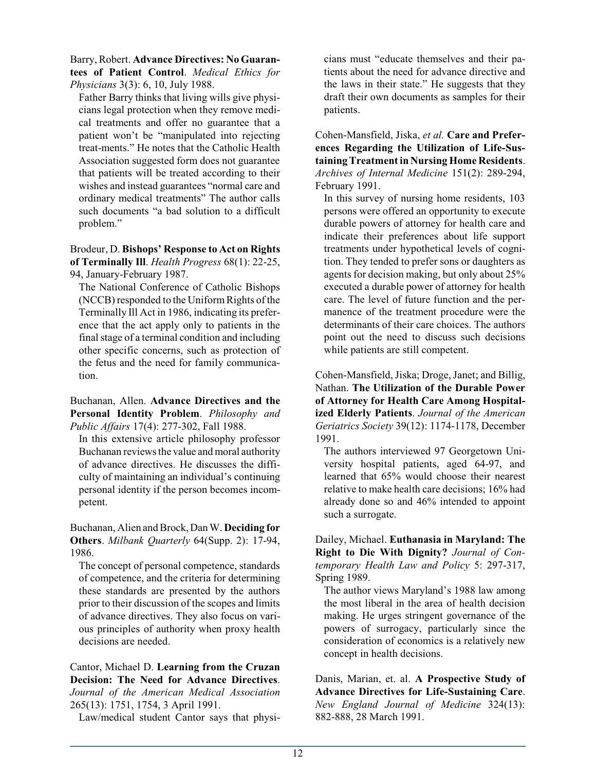Barry, Robert. **Advance Directives: No Guarantees of Patient Control**. *Medical Ethics for Physicians* 3(3): 6, 10, July 1988.

Father Barry thinks that living wills give physicians legal protection when they remove medical treatments and offer no guarantee that a patient won't be "manipulated into rejecting treat-ments." He notes that the Catholic Health Association suggested form does not guarantee that patients will be treated according to their wishes and instead guarantees "normal care and ordinary medical treatments" The author calls such documents "a bad solution to a difficult problem."

Brodeur, D. **Bishops' Response to Act on Rights of Terminally Ill**. *Health Progress* 68(1): 22-25, 94, January-February 1987.

The National Conference of Catholic Bishops (NCCB) responded to the Uniform Rights of the Terminally Ill Act in 1986, indicating its preference that the act apply only to patients in the final stage of a terminal condition and including other specific concerns, such as protection of the fetus and the need for family communication.

Buchanan, Allen. **Advance Directives and the Personal Identity Problem**. *Philosophy and Public Affairs* 17(4): 277-302, Fall 1988.

In this extensive article philosophy professor Buchanan reviews the value and moral authority of advance directives. He discusses the difficulty of maintaining an individual's continuing personal identity if the person becomes incompetent.

Buchanan, Alien and Brock, Dan W. **Deciding for Others**. *Milbank Quarterly* 64(Supp. 2): 17-94, 1986.

The concept of personal competence, standards of competence, and the criteria for determining these standards are presented by the authors prior to their discussion of the scopes and limits of advance directives. They also focus on various principles of authority when proxy health decisions are needed.

Cantor, Michael D. **Learning from the Cruzan Decision: The Need for Advance Directives**. *Journal of the American Medical Association* 265(13): 1751, 1754, 3 April 1991.

Law/medical student Cantor says that physicians must "educate themselves and their patients about the need for advance directive and the laws in their state." He suggests that they draft their own documents as samples for their patients.

Cohen-Mansfield, Jiska, *et al.* **Care and Preferences Regarding the Utilization of Life-Sustaining Treatment in Nursing Home Residents**. *Archives of Internal Medicine* 151(2): 289-294, February 1991.

In this survey of nursing home residents, 103 persons were offered an opportunity to execute durable powers of attorney for health care and indicate their preferences about life support treatments under hypothetical levels of cognition. They tended to prefer sons or daughters as agents for decision making, but only about 25% executed a durable power of attorney for health care. The level of future function and the permanence of the treatment procedure were the determinants of their care choices. The authors point out the need to discuss such decisions while patients are still competent.

Cohen-Mansfield, Jiska; Droge, Janet; and Billig, Nathan. **The Utilization of the Durable Power of Attorney for Health Care Among Hospitalized Elderly Patients**. *Journal of the American Geriatrics Society* 39(12): 1174-1178, December 1991.

The authors interviewed 97 Georgetown University hospital patients, aged 64-97, and learned that 65% would choose their nearest relative to make health care decisions; 16% had already done so and 46% intended to appoint such a surrogate.

Dailey, Michael. **Euthanasia in Maryland: The Right to Die With Dignity?** *Journal of Contemporary Health Law and Policy* 5: 297-317, Spring 1989.

The author views Maryland's 1988 law among the most liberal in the area of health decision making. He urges stringent governance of the powers of surrogacy, particularly since the consideration of economics is a relatively new concept in health decisions.

Danis, Marian, et. al. **A Prospective Study of Advance Directives for Life-Sustaining Care**. *New England Journal of Medicine* 324(13): 882-888, 28 March 1991.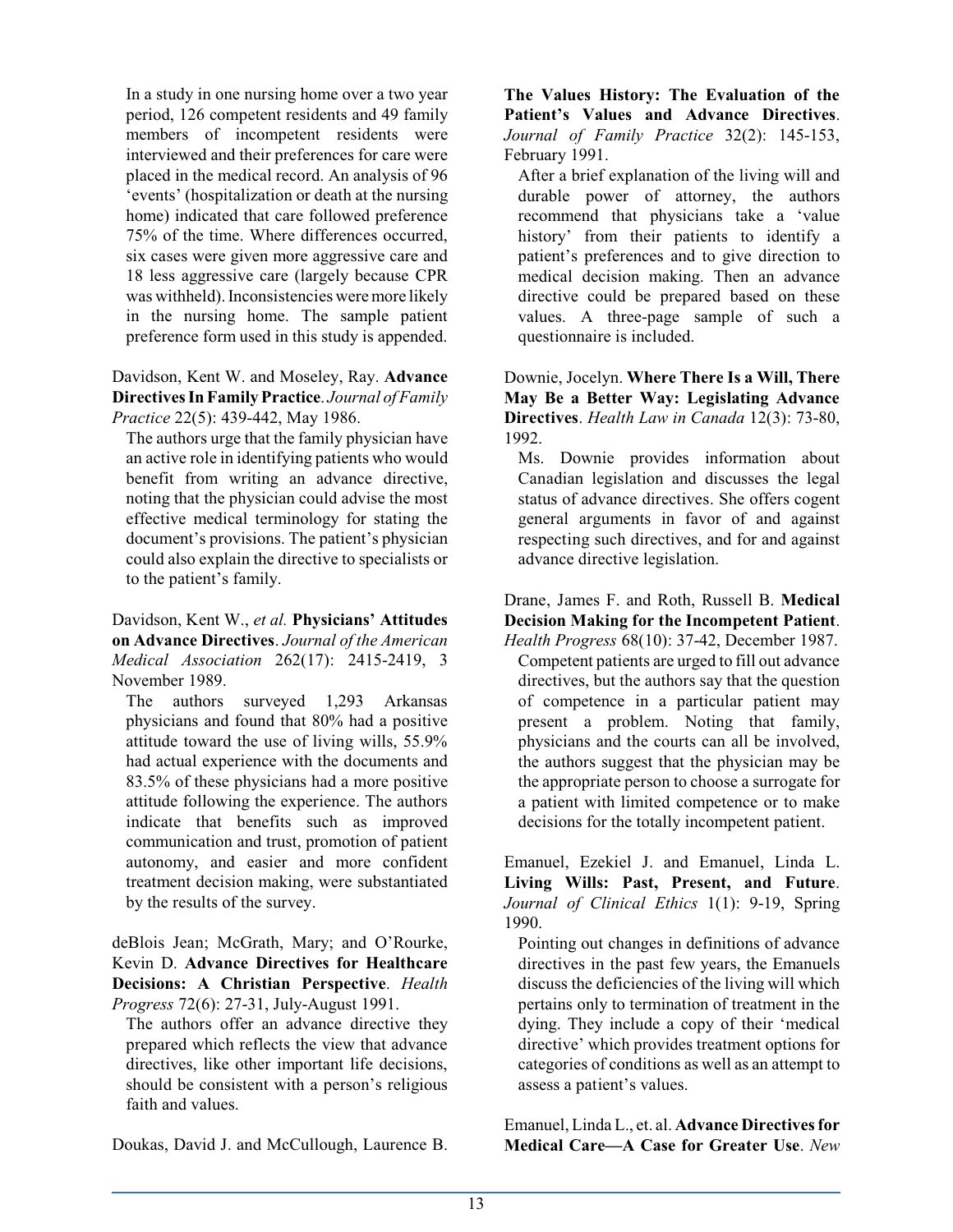In a study in one nursing home over a two year period, 126 competent residents and 49 family members of incompetent residents were interviewed and their preferences for care were placed in the medical record. An analysis of 96 'events' (hospitalization or death at the nursing home) indicated that care followed preference 75% of the time. Where differences occurred, six cases were given more aggressive care and 18 less aggressive care (largely because CPR was withheld). Inconsistencies were more likely in the nursing home. The sample patient preference form used in this study is appended.

Davidson, Kent W. and Moseley, Ray. **Advance Directives In Family Practice**. *Journal of Family Practice* 22(5): 439-442, May 1986.

The authors urge that the family physician have an active role in identifying patients who would benefit from writing an advance directive, noting that the physician could advise the most effective medical terminology for stating the document's provisions. The patient's physician could also explain the directive to specialists or to the patient's family.

Davidson, Kent W., *et al.* **Physicians' Attitudes on Advance Directives**. *Journal of the American Medical Association* 262(17): 2415-2419, 3 November 1989.

The authors surveyed 1,293 Arkansas physicians and found that 80% had a positive attitude toward the use of living wills, 55.9% had actual experience with the documents and 83.5% of these physicians had a more positive attitude following the experience. The authors indicate that benefits such as improved communication and trust, promotion of patient autonomy, and easier and more confident treatment decision making, were substantiated by the results of the survey.

deBlois Jean; McGrath, Mary; and O'Rourke, Kevin D. **Advance Directives for Healthcare Decisions: A Christian Perspective**. *Health Progress* 72(6): 27-31, July-August 1991.

The authors offer an advance directive they prepared which reflects the view that advance directives, like other important life decisions, should be consistent with a person's religious faith and values.

Doukas, David J. and McCullough, Laurence B. **The Values History: The Evaluation of the Patient's Values and Advance Directives**. *Journal of Family Practice* 32(2): 145-153, February 1991.

After a brief explanation of the living will and durable power of attorney, the authors recommend that physicians take a 'value history' from their patients to identify a patient's preferences and to give direction to medical decision making. Then an advance directive could be prepared based on these values. A three-page sample of such a questionnaire is included.

Downie, Jocelyn. **Where There Is a Will, There May Be a Better Way: Legislating Advance Directives**. *Health Law in Canada* 12(3): 73-80, 1992.

Ms. Downie provides information about Canadian legislation and discusses the legal status of advance directives. She offers cogent general arguments in favor of and against respecting such directives, and for and against advance directive legislation.

Drane, James F. and Roth, Russell B. **Medical Decision Making for the Incompetent Patient**. *Health Progress* 68(10): 37-42, December 1987.

Competent patients are urged to fill out advance directives, but the authors say that the question of competence in a particular patient may present a problem. Noting that family, physicians and the courts can all be involved, the authors suggest that the physician may be the appropriate person to choose a surrogate for a patient with limited competence or to make decisions for the totally incompetent patient.

Emanuel, Ezekiel J. and Emanuel, Linda L. **Living Wills: Past, Present, and Future**. *Journal of Clinical Ethics* 1(1): 9-19, Spring 1990.

Pointing out changes in definitions of advance directives in the past few years, the Emanuels discuss the deficiencies of the living will which pertains only to termination of treatment in the dying. They include a copy of their 'medical directive' which provides treatment options for categories of conditions as well as an attempt to assess a patient's values.

Emanuel, Linda L., et. al. **Advance Directives for Medical Care—A Case for Greater Use**. *New*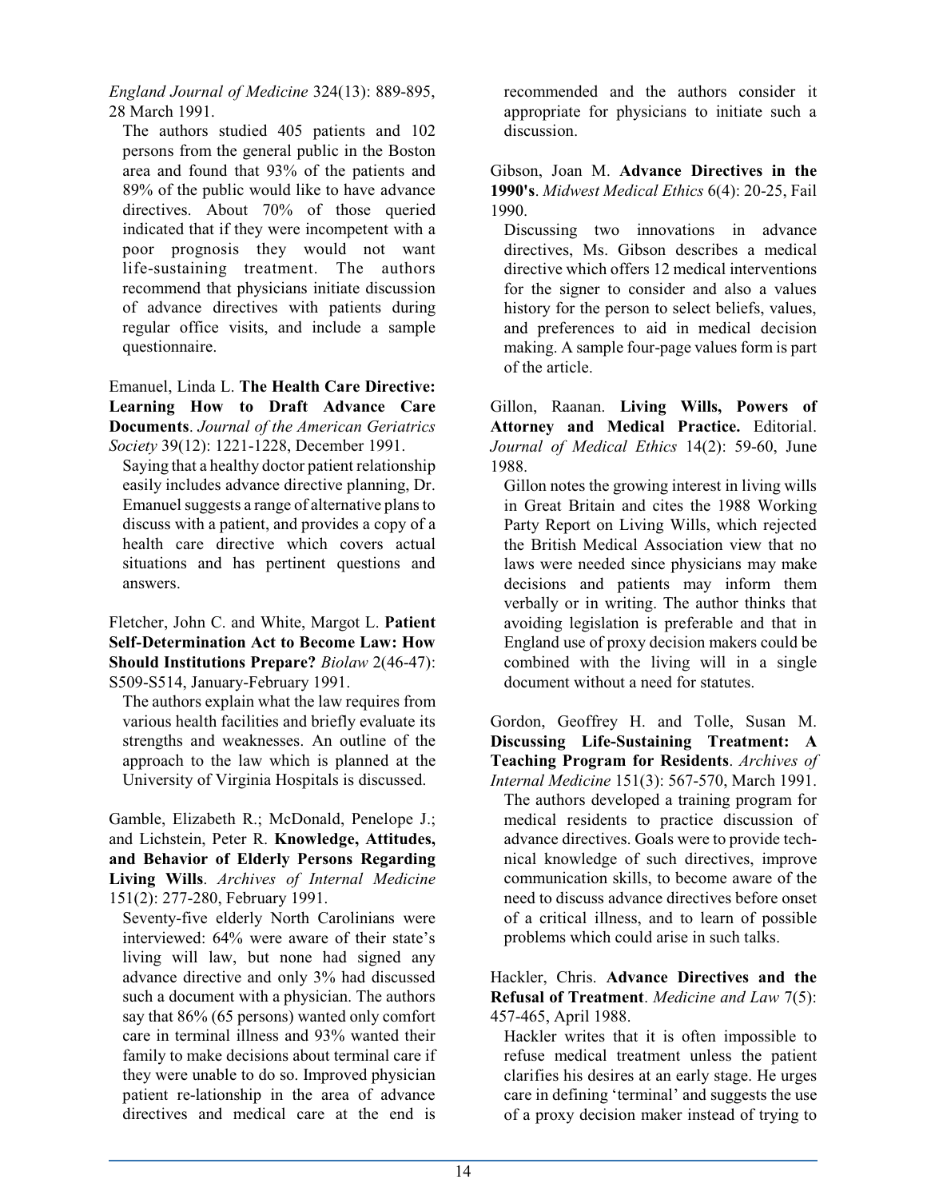*England Journal of Medicine* 324(13): 889-895, 28 March 1991.

The authors studied 405 patients and 102 persons from the general public in the Boston area and found that 93% of the patients and 89% of the public would like to have advance directives. About 70% of those queried indicated that if they were incompetent with a poor prognosis they would not want life-sustaining treatment. The authors recommend that physicians initiate discussion of advance directives with patients during regular office visits, and include a sample questionnaire.

Emanuel, Linda L. **The Health Care Directive: Learning How to Draft Advance Care Documents**. *Journal of the American Geriatrics Society* 39(12): 1221-1228, December 1991.

Saying that a healthy doctor patient relationship easily includes advance directive planning, Dr. Emanuel suggests a range of alternative plans to discuss with a patient, and provides a copy of a health care directive which covers actual situations and has pertinent questions and answers.

Fletcher, John C. and White, Margot L. **Patient Self-Determination Act to Become Law: How Should Institutions Prepare?** *Biolaw* 2(46-47): S509-S514, January-February 1991.

The authors explain what the law requires from various health facilities and briefly evaluate its strengths and weaknesses. An outline of the approach to the law which is planned at the University of Virginia Hospitals is discussed.

Gamble, Elizabeth R.; McDonald, Penelope J.; and Lichstein, Peter R. **Knowledge, Attitudes, and Behavior of Elderly Persons Regarding Living Wills**. *Archives of Internal Medicine* 151(2): 277-280, February 1991.

Seventy-five elderly North Carolinians were interviewed: 64% were aware of their state's living will law, but none had signed any advance directive and only 3% had discussed such a document with a physician. The authors say that 86% (65 persons) wanted only comfort care in terminal illness and 93% wanted their family to make decisions about terminal care if they were unable to do so. Improved physician patient re-lationship in the area of advance directives and medical care at the end is recommended and the authors consider it appropriate for physicians to initiate such a discussion.

Gibson, Joan M. **Advance Directives in the 1990's**. *Midwest Medical Ethics* 6(4): 20-25, Fail 1990.

Discussing two innovations in advance directives, Ms. Gibson describes a medical directive which offers 12 medical interventions for the signer to consider and also a values history for the person to select beliefs, values, and preferences to aid in medical decision making. A sample four-page values form is part of the article.

Gillon, Raanan. **Living Wills, Powers of Attorney and Medical Practice.** Editorial. *Journal of Medical Ethics* 14(2): 59-60, June 1988.

Gillon notes the growing interest in living wills in Great Britain and cites the 1988 Working Party Report on Living Wills, which rejected the British Medical Association view that no laws were needed since physicians may make decisions and patients may inform them verbally or in writing. The author thinks that avoiding legislation is preferable and that in England use of proxy decision makers could be combined with the living will in a single document without a need for statutes.

Gordon, Geoffrey H. and Tolle, Susan M. **Discussing Life-Sustaining Treatment: A Teaching Program for Residents**. *Archives of Internal Medicine* 151(3): 567-570, March 1991.

The authors developed a training program for medical residents to practice discussion of advance directives. Goals were to provide technical knowledge of such directives, improve communication skills, to become aware of the need to discuss advance directives before onset of a critical illness, and to learn of possible problems which could arise in such talks.

Hackler, Chris. **Advance Directives and the Refusal of Treatment**. *Medicine and Law* 7(5): 457-465, April 1988.

Hackler writes that it is often impossible to refuse medical treatment unless the patient clarifies his desires at an early stage. He urges care in defining 'terminal' and suggests the use of a proxy decision maker instead of trying to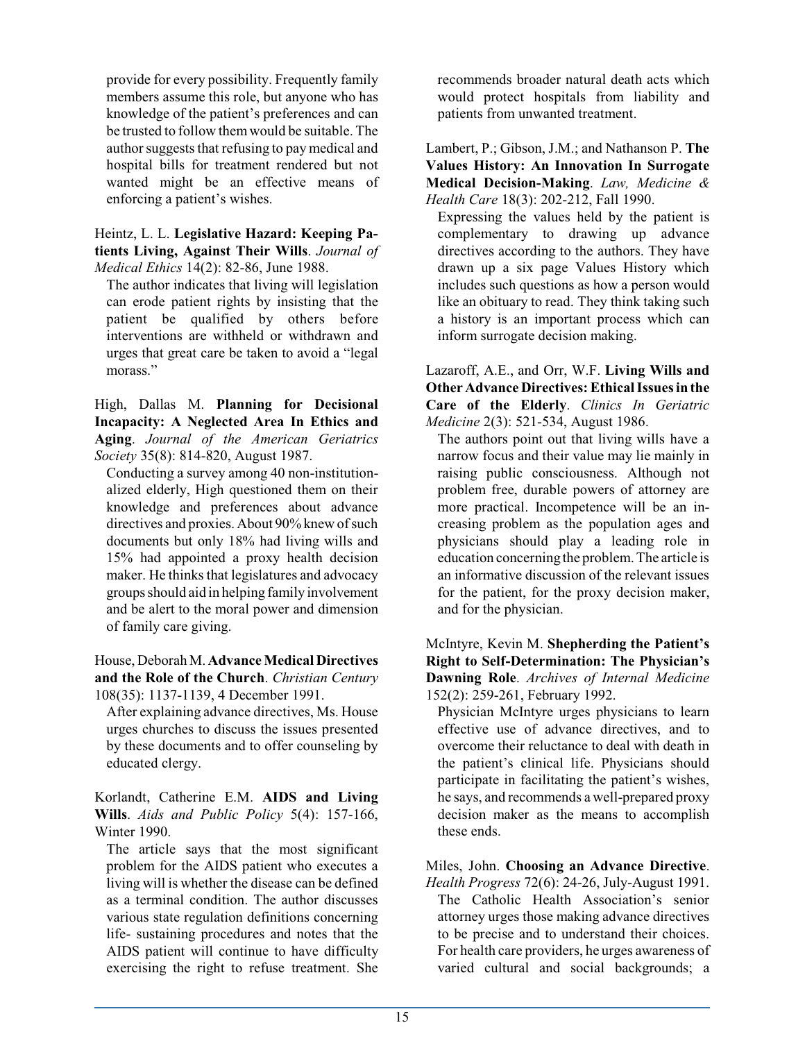provide for every possibility. Frequently family members assume this role, but anyone who has knowledge of the patient's preferences and can be trusted to follow them would be suitable. The author suggests that refusing to pay medical and hospital bills for treatment rendered but not wanted might be an effective means of enforcing a patient's wishes.

Heintz, L. L. **Legislative Hazard: Keeping Patients Living, Against Their Wills**. *Journal of Medical Ethics* 14(2): 82-86, June 1988.

The author indicates that living will legislation can erode patient rights by insisting that the patient be qualified by others before interventions are withheld or withdrawn and urges that great care be taken to avoid a "legal morass."

High, Dallas M. **Planning for Decisional Incapacity: A Neglected Area In Ethics and Aging**. *Journal of the American Geriatrics Society* 35(8): 814-820, August 1987.

Conducting a survey among 40 non-institutionalized elderly, High questioned them on their knowledge and preferences about advance directives and proxies. About 90% knew of such documents but only 18% had living wills and 15% had appointed a proxy health decision maker. He thinks that legislatures and advocacy groups should aid in helping family involvement and be alert to the moral power and dimension of family care giving.

House, Deborah M. **Advance Medical Directives and the Role of the Church**. *Christian Century* 108(35): 1137-1139, 4 December 1991.

After explaining advance directives, Ms. House urges churches to discuss the issues presented by these documents and to offer counseling by educated clergy.

Korlandt, Catherine E.M. **AIDS and Living Wills**. *Aids and Public Policy* 5(4): 157-166, Winter 1990.

The article says that the most significant problem for the AIDS patient who executes a living will is whether the disease can be defined as a terminal condition. The author discusses various state regulation definitions concerning life- sustaining procedures and notes that the AIDS patient will continue to have difficulty exercising the right to refuse treatment. She recommends broader natural death acts which would protect hospitals from liability and patients from unwanted treatment.

Lambert, P.; Gibson, J.M.; and Nathanson P. **The Values History: An Innovation In Surrogate Medical Decision-Making**. *Law, Medicine & Health Care* 18(3): 202-212, Fall 1990.

Expressing the values held by the patient is complementary to drawing up advance directives according to the authors. They have drawn up a six page Values History which includes such questions as how a person would like an obituary to read. They think taking such a history is an important process which can inform surrogate decision making.

Lazaroff, A.E., and Orr, W.F. **Living Wills and Other Advance Directives: Ethical Issues in the Care of the Elderly**. *Clinics In Geriatric Medicine* 2(3): 521-534, August 1986.

The authors point out that living wills have a narrow focus and their value may lie mainly in raising public consciousness. Although not problem free, durable powers of attorney are more practical. Incompetence will be an increasing problem as the population ages and physicians should play a leading role in education concerning the problem. The article is an informative discussion of the relevant issues for the patient, for the proxy decision maker, and for the physician.

McIntyre, Kevin M. **Shepherding the Patient's Right to Self-Determination: The Physician's Dawning Role**. *Archives of Internal Medicine* 152(2): 259-261, February 1992.

Physician McIntyre urges physicians to learn effective use of advance directives, and to overcome their reluctance to deal with death in the patient's clinical life. Physicians should participate in facilitating the patient's wishes, he says, and recommends a well-prepared proxy decision maker as the means to accomplish these ends.

Miles, John. **Choosing an Advance Directive**. *Health Progress* 72(6): 24-26, July-August 1991.

The Catholic Health Association's senior attorney urges those making advance directives to be precise and to understand their choices. For health care providers, he urges awareness of varied cultural and social backgrounds; a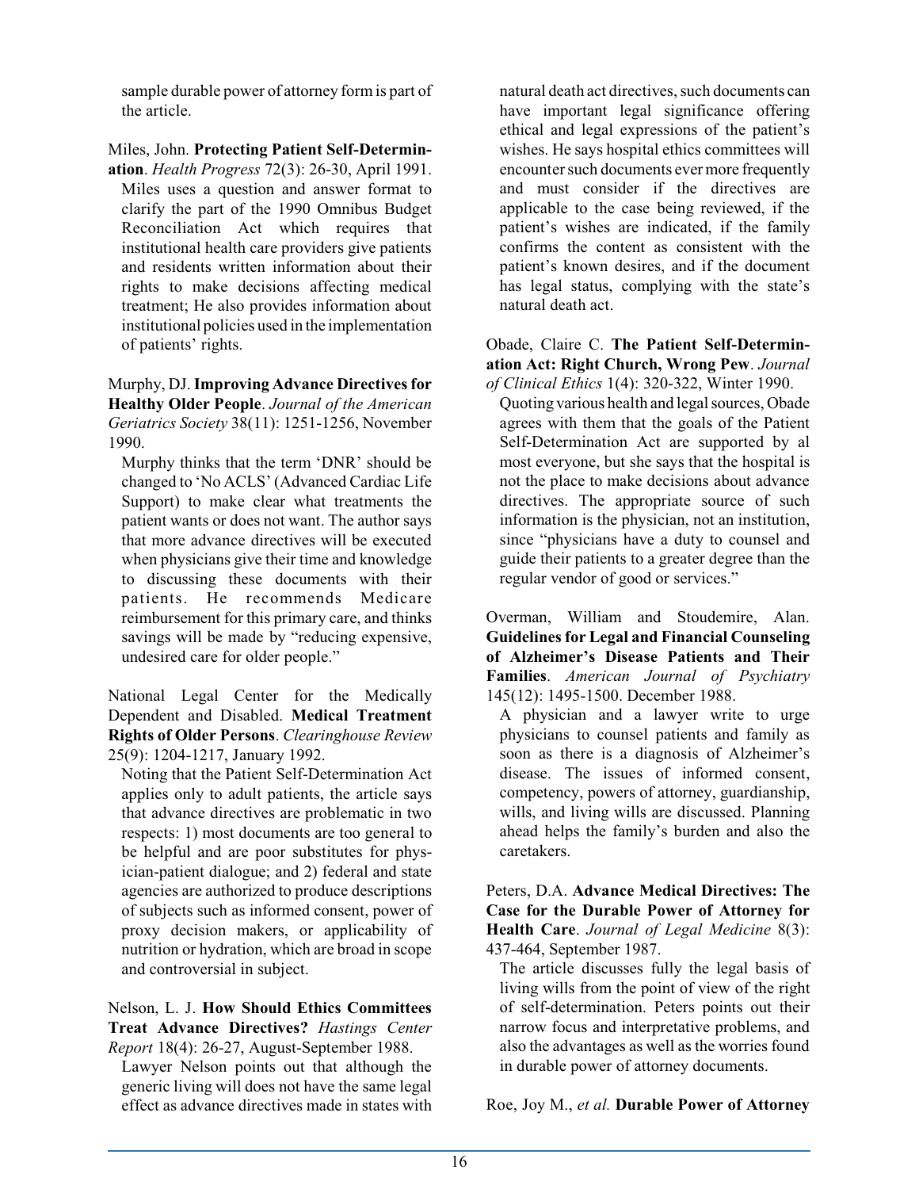sample durable power of attorney form is part of the article.

Miles, John. **Protecting Patient Self-Determination**. *Health Progress* 72(3): 26-30, April 1991.

Miles uses a question and answer format to clarify the part of the 1990 Omnibus Budget Reconciliation Act which requires that institutional health care providers give patients and residents written information about their rights to make decisions affecting medical treatment; He also provides information about institutional policies used in the implementation of patients' rights.

Murphy, DJ. **Improving Advance Directives for Healthy Older People**. *Journal of the American Geriatrics Society* 38(11): 1251-1256, November 1990.

Murphy thinks that the term 'DNR' should be changed to 'No ACLS' (Advanced Cardiac Life Support) to make clear what treatments the patient wants or does not want. The author says that more advance directives will be executed when physicians give their time and knowledge to discussing these documents with their patients. He recommends Medicare reimbursement for this primary care, and thinks savings will be made by "reducing expensive, undesired care for older people."

National Legal Center for the Medically Dependent and Disabled. **Medical Treatment Rights of Older Persons**. *Clearinghouse Review* 25(9): 1204-1217, January 1992.

Noting that the Patient Self-Determination Act applies only to adult patients, the article says that advance directives are problematic in two respects: 1) most documents are too general to be helpful and are poor substitutes for physician-patient dialogue; and 2) federal and state agencies are authorized to produce descriptions of subjects such as informed consent, power of proxy decision makers, or applicability of nutrition or hydration, which are broad in scope and controversial in subject.

Nelson, L. J. **How Should Ethics Committees Treat Advance Directives?** *Hastings Center Report* 18(4): 26-27, August-September 1988.

Lawyer Nelson points out that although the generic living will does not have the same legal effect as advance directives made in states with natural death act directives, such documents can have important legal significance offering ethical and legal expressions of the patient's wishes. He says hospital ethics committees will encounter such documents ever more frequently and must consider if the directives are applicable to the case being reviewed, if the patient's wishes are indicated, if the family confirms the content as consistent with the patient's known desires, and if the document has legal status, complying with the state's natural death act.

Obade, Claire C. **The Patient Self-Determination Act: Right Church, Wrong Pew**. *Journal of Clinical Ethics* 1(4): 320-322, Winter 1990.

Quoting various health and legal sources, Obade agrees with them that the goals of the Patient Self-Determination Act are supported by al most everyone, but she says that the hospital is not the place to make decisions about advance directives. The appropriate source of such information is the physician, not an institution, since "physicians have a duty to counsel and guide their patients to a greater degree than the regular vendor of good or services."

Overman, William and Stoudemire, Alan. **Guidelines for Legal and Financial Counseling of Alzheimer's Disease Patients and Their Families**. *American Journal of Psychiatry* 145(12): 1495-1500. December 1988.

A physician and a lawyer write to urge physicians to counsel patients and family as soon as there is a diagnosis of Alzheimer's disease. The issues of informed consent, competency, powers of attorney, guardianship, wills, and living wills are discussed. Planning ahead helps the family's burden and also the caretakers.

Peters, D.A. **Advance Medical Directives: The Case for the Durable Power of Attorney for Health Care**. *Journal of Legal Medicine* 8(3): 437-464, September 1987.

The article discusses fully the legal basis of living wills from the point of view of the right of self-determination. Peters points out their narrow focus and interpretative problems, and also the advantages as well as the worries found in durable power of attorney documents.

Roe, Joy M., *et al.* **Durable Power of Attorney**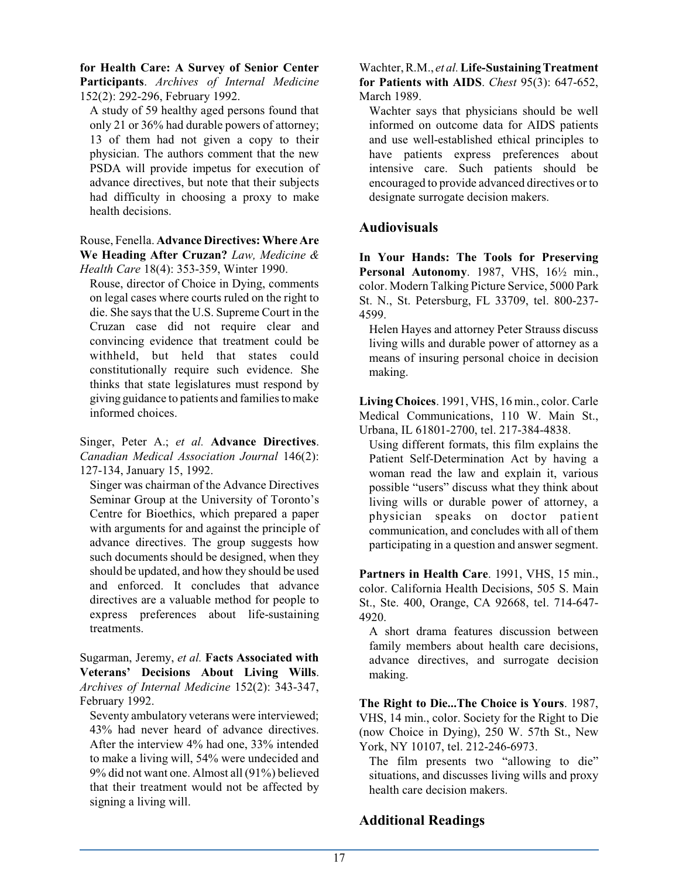**for Health Care: A Survey of Senior Center Participants**. *Archives of Internal Medicine* 152(2): 292-296, February 1992.

A study of 59 healthy aged persons found that only 21 or 36% had durable powers of attorney; 13 of them had not given a copy to their physician. The authors comment that the new PSDA will provide impetus for execution of advance directives, but note that their subjects had difficulty in choosing a proxy to make health decisions.

Rouse, Fenella. **Advance Directives: Where Are We Heading After Cruzan?** *Law, Medicine & Health Care* 18(4): 353-359, Winter 1990.

Rouse, director of Choice in Dying, comments on legal cases where courts ruled on the right to die. She says that the U.S. Supreme Court in the Cruzan case did not require clear and convincing evidence that treatment could be withheld, but held that states could constitutionally require such evidence. She thinks that state legislatures must respond by giving guidance to patients and families to make informed choices.

Singer, Peter A.; *et al.* **Advance Directives**. *Canadian Medical Association Journal* 146(2): 127-134, January 15, 1992.

Singer was chairman of the Advance Directives Seminar Group at the University of Toronto's Centre for Bioethics, which prepared a paper with arguments for and against the principle of advance directives. The group suggests how such documents should be designed, when they should be updated, and how they should be used and enforced. It concludes that advance directives are a valuable method for people to express preferences about life-sustaining treatments.

Sugarman, Jeremy, *et al.* **Facts Associated with Veterans' Decisions About Living Wills**. *Archives of Internal Medicine* 152(2): 343-347, February 1992.

Seventy ambulatory veterans were interviewed; 43% had never heard of advance directives. After the interview 4% had one, 33% intended to make a living will, 54% were undecided and 9% did not want one. Almost all (91%) believed that their treatment would not be affected by signing a living will.

Wachter, R.M., *et al.* **Life-Sustaining Treatment for Patients with AIDS**. *Chest* 95(3): 647-652, March 1989.

Wachter says that physicians should be well informed on outcome data for AIDS patients and use well-established ethical principles to have patients express preferences about intensive care. Such patients should be encouraged to provide advanced directives or to designate surrogate decision makers.

## Audiovisuals

**In Your Hands: The Tools for Preserving Personal Autonomy**. 1987, VHS, 16½ min., color. Modern Talking Picture Service, 5000 Park St. N., St. Petersburg, FL 33709, tel. 800-237-4599.

Helen Hayes and attorney Peter Strauss discuss living wills and durable power of attorney as a means of insuring personal choice in decision making.

**Living Choices**. 1991, VHS, 16 min., color. Carle Medical Communications, 110 W. Main St., Urbana, IL 61801-2700, tel. 217-384-4838.

Using different formats, this film explains the Patient Self-Determination Act by having a woman read the law and explain it, various possible "users" discuss what they think about living wills or durable power of attorney, a physician speaks on doctor patient communication, and concludes with all of them participating in a question and answer segment.

**Partners in Health Care**. 1991, VHS, 15 min., color. California Health Decisions, 505 S. Main St., Ste. 400, Orange, CA 92668, tel. 714-647-4920.

A short drama features discussion between family members about health care decisions, advance directives, and surrogate decision making.

**The Right to Die...The Choice is Yours**. 1987, VHS, 14 min., color. Society for the Right to Die (now Choice in Dying), 250 W. 57th St., New York, NY 10107, tel. 212-246-6973.

The film presents two "allowing to die" situations, and discusses living wills and proxy health care decision makers.

## Additional Readings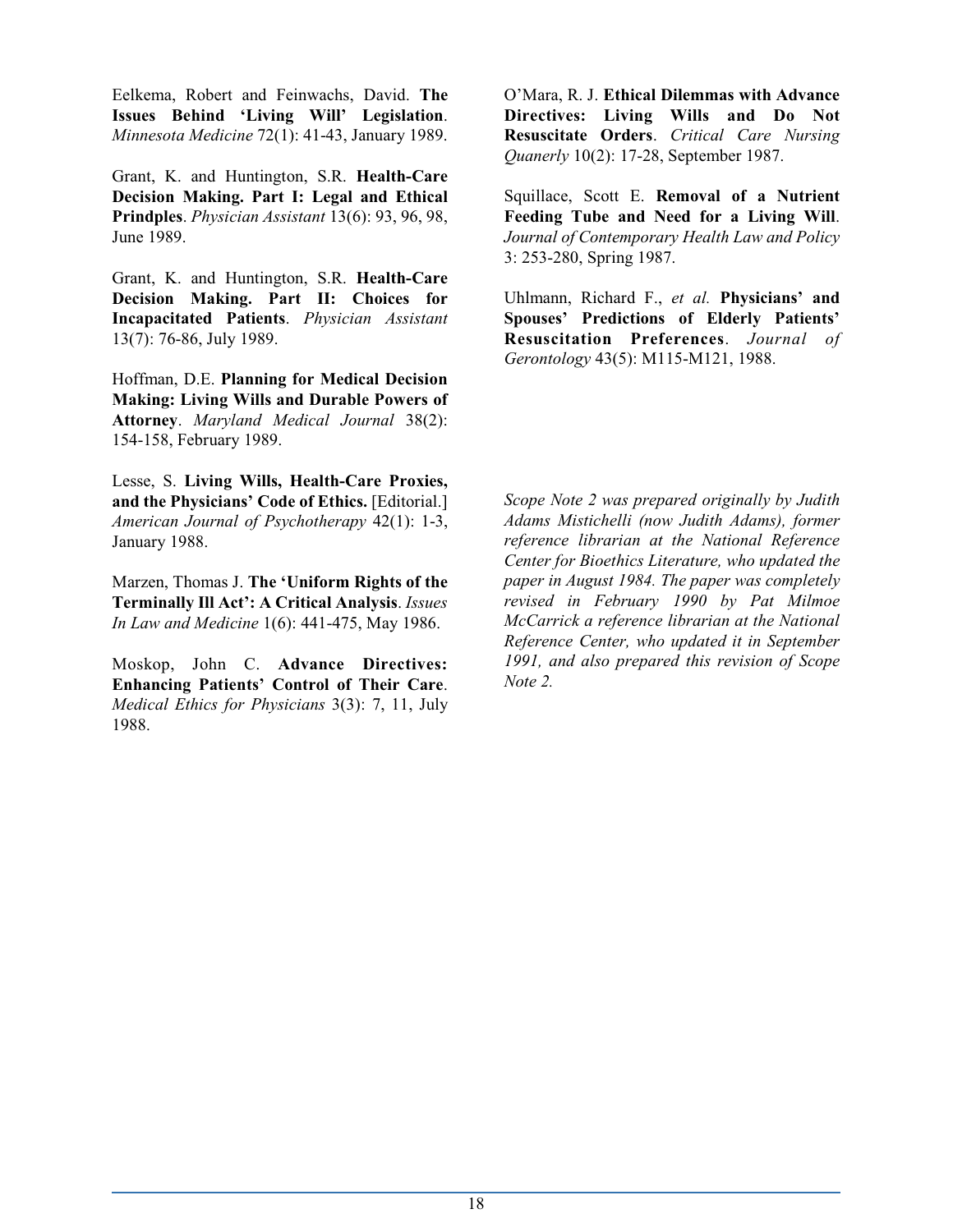Eelkema, Robert and Feinwachs, David. **The Issues Behind 'Living Will' Legislation**. *Minnesota Medicine* 72(1): 41-43, January 1989.

Grant, K. and Huntington, S.R. **Health-Care Decision Making. Part I: Legal and Ethical Prindples**. *Physician Assistant* 13(6): 93, 96, 98, June 1989.

Grant, K. and Huntington, S.R. **Health-Care Decision Making. Part II: Choices for Incapacitated Patients**. *Physician Assistant* 13(7): 76-86, July 1989.

Hoffman, D.E. **Planning for Medical Decision Making: Living Wills and Durable Powers of Attorney**. *Maryland Medical Journal* 38(2): 154-158, February 1989.

Lesse, S. **Living Wills, Health-Care Proxies, and the Physicians' Code of Ethics.** [Editorial.] *American Journal of Psychotherapy* 42(1): 1-3, January 1988.

Marzen, Thomas J. **The 'Uniform Rights of the Terminally Ill Act': A Critical Analysis**. *Issues In Law and Medicine* 1(6): 441-475, May 1986.

Moskop, John C. **Advance Directives: Enhancing Patients' Control of Their Care**. *Medical Ethics for Physicians* 3(3): 7, 11, July 1988.

O'Mara, R. J. **Ethical Dilemmas with Advance Directives: Living Wills and Do Not Resuscitate Orders**. *Critical Care Nursing Quanerly* 10(2): 17-28, September 1987.

Squillace, Scott E. **Removal of a Nutrient Feeding Tube and Need for a Living Will**. *Journal of Contemporary Health Law and Policy* 3: 253-280, Spring 1987.

Uhlmann, Richard F., *et al.* **Physicians' and Spouses' Predictions of Elderly Patients' Resuscitation Preferences**. *Journal of Gerontology* 43(5): M115-M121, 1988.

*Scope Note 2 was prepared originally by Judith Adams Mistichelli (now Judith Adams), former reference librarian at the National Reference Center for Bioethics Literature, who updated the paper in August 1984. The paper was completely revised in February 1990 by Pat Milmoe McCarrick a reference librarian at the National Reference Center, who updated it in September 1991, and also prepared this revision of Scope Note 2.*